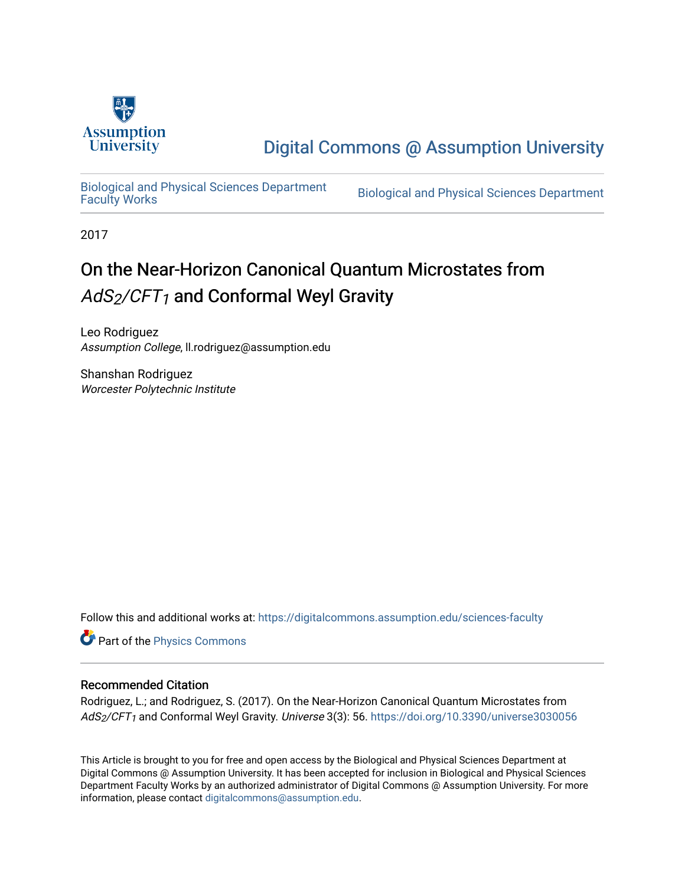Digital Commons @ Assumption University

Biological and Physical Sciences Department Faculty Works

Biological and Physical Sciences Department

2017

# On the Near-Horizon Canonical Quantum Microstates from $AdS_2/CFT_1$ and Conformal Weyl Gravity

Leo Rodriguez
*Assumption College*, ll.rodriguez@assumption.edu

Shanshan Rodriguez
*Worcester Polytechnic Institute*

Follow this and additional works at: https://digitalcommons.assumption.edu/sciences-faculty

Part of the Physics Commons

## Recommended Citation

Rodriguez, L.; and Rodriguez, S. (2017). On the Near-Horizon Canonical Quantum Microstates from $AdS_2/CFT_1$ and Conformal Weyl Gravity. *Universe* 3(3): 56. https://doi.org/10.3390/universe3030056

This Article is brought to you for free and open access by the Biological and Physical Sciences Department at Digital Commons @ Assumption University. It has been accepted for inclusion in Biological and Physical Sciences Department Faculty Works by an authorized administrator of Digital Commons @ Assumption University. For more information, please contact digitalcommons@assumption.edu.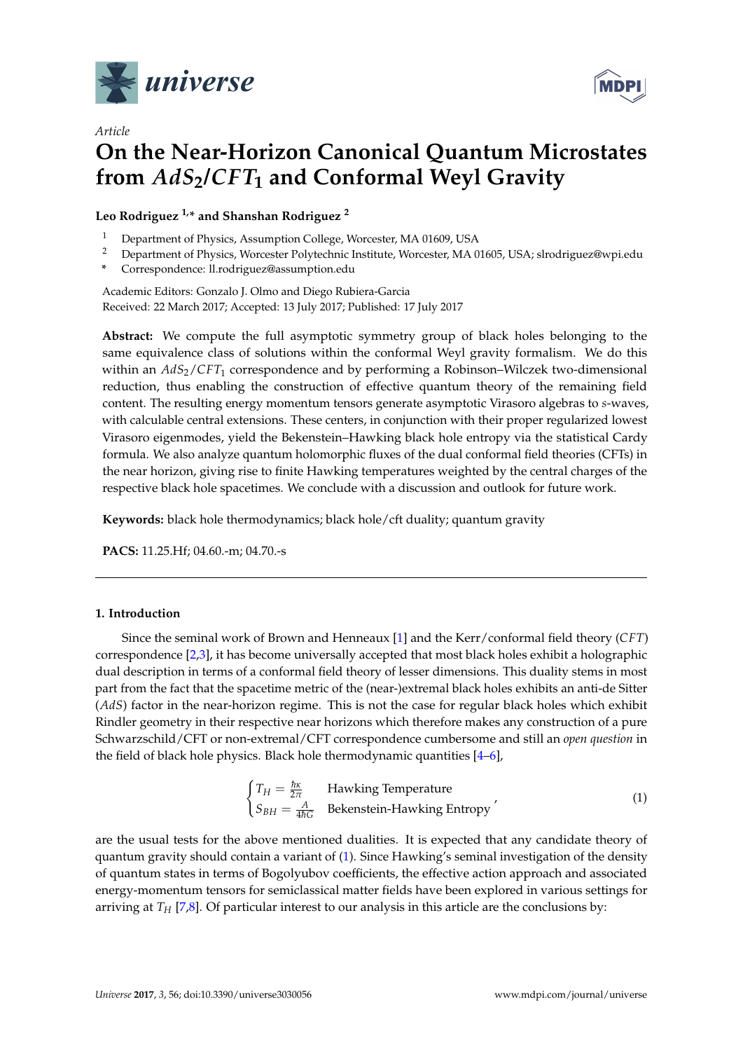*universe*

Article

# On the Near-Horizon Canonical Quantum Microstates from $AdS_2/CFT_1$ and Conformal Weyl Gravity

**Leo Rodriguez [1,*] and Shanshan Rodriguez [2]**

[1] Department of Physics, Assumption College, Worcester, MA 01609, USA
[2] Department of Physics, Worcester Polytechnic Institute, Worcester, MA 01605, USA; slrodriguez@wpi.edu
[*] Correspondence: ll.rodriguez@assumption.edu

Academic Editors: Gonzalo J. Olmo and Diego Rubiera-Garcia
Received: 22 March 2017; Accepted: 13 July 2017; Published: 17 July 2017

**Abstract:** We compute the full asymptotic symmetry group of black holes belonging to the same equivalence class of solutions within the conformal Weyl gravity formalism. We do this within an $AdS_2/CFT_1$ correspondence and by performing a Robinson–Wilczek two-dimensional reduction, thus enabling the construction of effective quantum theory of the remaining field content. The resulting energy momentum tensors generate asymptotic Virasoro algebras to *s*-waves, with calculable central extensions. These centers, in conjunction with their proper regularized lowest Virasoro eigenmodes, yield the Bekenstein–Hawking black hole entropy via the statistical Cardy formula. We also analyze quantum holomorphic fluxes of the dual conformal field theories (CFTs) in the near horizon, giving rise to finite Hawking temperatures weighted by the central charges of the respective black hole spacetimes. We conclude with a discussion and outlook for future work.

**Keywords:** black hole thermodynamics; black hole/cft duality; quantum gravity

**PACS:** 11.25.Hf; 04.60.-m; 04.70.-s

## 1. Introduction

Since the seminal work of Brown and Henneaux [1] and the Kerr/conformal field theory ($CFT$) correspondence [2,3], it has become universally accepted that most black holes exhibit a holographic dual description in terms of a conformal field theory of lesser dimensions. This duality stems in most part from the fact that the spacetime metric of the (near-)extremal black holes exhibits an anti-de Sitter ($AdS$) factor in the near-horizon regime. This is not the case for regular black holes which exhibit Rindler geometry in their respective near horizons which therefore makes any construction of a pure Schwarzschild/CFT or non-extremal/CFT correspondence cumbersome and still an *open question* in the field of black hole physics. Black hole thermodynamic quantities [4–6],

$$\begin{cases} T_H = \frac{\hbar\kappa}{2\pi} & \text{Hawking Temperature} \\ S_{BH} = \frac{A}{4\hbar G} & \text{Bekenstein-Hawking Entropy} \end{cases}, \tag{1}$$

are the usual tests for the above mentioned dualities. It is expected that any candidate theory of quantum gravity should contain a variant of (1). Since Hawking's seminal investigation of the density of quantum states in terms of Bogolyubov coefficients, the effective action approach and associated energy-momentum tensors for semiclassical matter fields have been explored in various settings for arriving at $T_H$ [7,8]. Of particular interest to our analysis in this article are the conclusions by: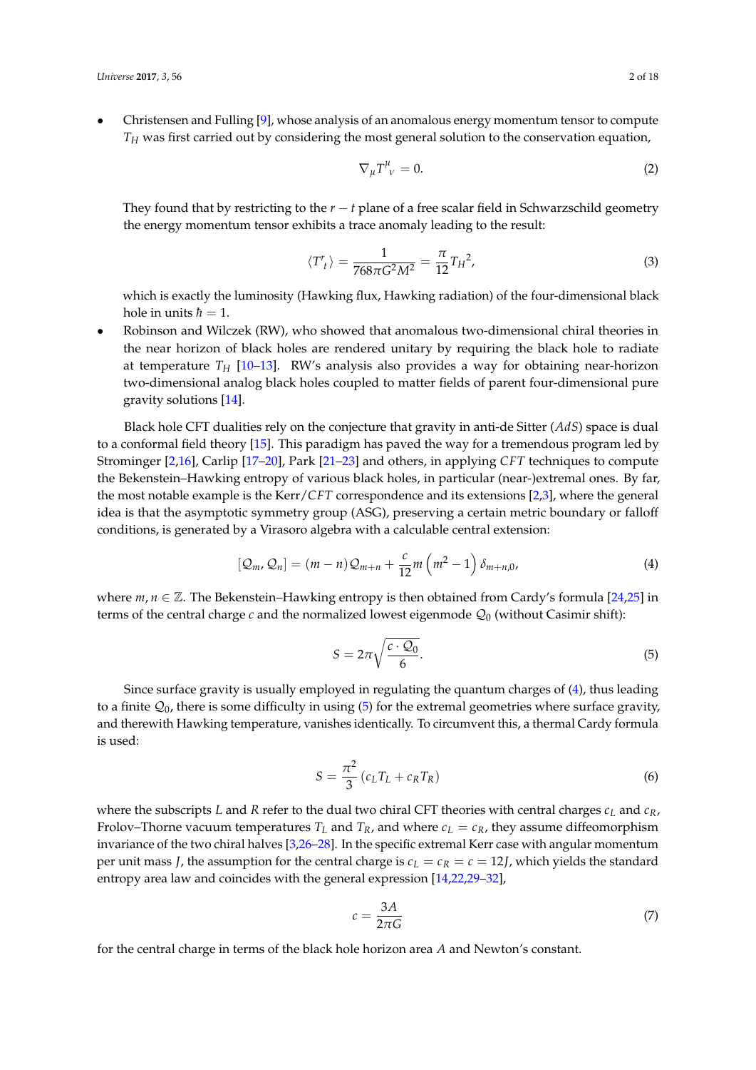- Christensen and Fulling [9], whose analysis of an anomalous energy momentum tensor to compute $T_H$ was first carried out by considering the most general solution to the conservation equation,

$$\nabla_\mu T^\mu{}_\nu = 0. \tag{2}$$

  They found that by restricting to the $r - t$ plane of a free scalar field in Schwarzschild geometry the energy momentum tensor exhibits a trace anomaly leading to the result:

$$\langle T^r{}_t \rangle = \frac{1}{768\pi G^2 M^2} = \frac{\pi}{12} T_H{}^2, \tag{3}$$

  which is exactly the luminosity (Hawking flux, Hawking radiation) of the four-dimensional black hole in units $\hbar = 1$.

- Robinson and Wilczek (RW), who showed that anomalous two-dimensional chiral theories in the near horizon of black holes are rendered unitary by requiring the black hole to radiate at temperature $T_H$ [10–13]. RW's analysis also provides a way for obtaining near-horizon two-dimensional analog black holes coupled to matter fields of parent four-dimensional pure gravity solutions [14].

Black hole CFT dualities rely on the conjecture that gravity in anti-de Sitter ($AdS$) space is dual to a conformal field theory [15]. This paradigm has paved the way for a tremendous program led by Strominger [2,16], Carlip [17–20], Park [21–23] and others, in applying $CFT$ techniques to compute the Bekenstein–Hawking entropy of various black holes, in particular (near-)extremal ones. By far, the most notable example is the Kerr/$CFT$ correspondence and its extensions [2,3], where the general idea is that the asymptotic symmetry group (ASG), preserving a certain metric boundary or falloff conditions, is generated by a Virasoro algebra with a calculable central extension:

$$[\mathcal{Q}_m, \mathcal{Q}_n] = (m-n)\mathcal{Q}_{m+n} + \frac{c}{12} m \left(m^2 - 1\right) \delta_{m+n,0}, \tag{4}$$

where $m, n \in \mathbb{Z}$. The Bekenstein–Hawking entropy is then obtained from Cardy's formula [24,25] in terms of the central charge $c$ and the normalized lowest eigenmode $\mathcal{Q}_0$ (without Casimir shift):

$$S = 2\pi \sqrt{\frac{c \cdot \mathcal{Q}_0}{6}}. \tag{5}$$

Since surface gravity is usually employed in regulating the quantum charges of (4), thus leading to a finite $\mathcal{Q}_0$, there is some difficulty in using (5) for the extremal geometries where surface gravity, and therewith Hawking temperature, vanishes identically. To circumvent this, a thermal Cardy formula is used:

$$S = \frac{\pi^2}{3} (c_L T_L + c_R T_R) \tag{6}$$

where the subscripts $L$ and $R$ refer to the dual two chiral CFT theories with central charges $c_L$ and $c_R$, Frolov–Thorne vacuum temperatures $T_L$ and $T_R$, and where $c_L = c_R$, they assume diffeomorphism invariance of the two chiral halves [3,26–28]. In the specific extremal Kerr case with angular momentum per unit mass $J$, the assumption for the central charge is $c_L = c_R = c = 12J$, which yields the standard entropy area law and coincides with the general expression [14,22,29–32],

$$c = \frac{3A}{2\pi G} \tag{7}$$

for the central charge in terms of the black hole horizon area $A$ and Newton's constant.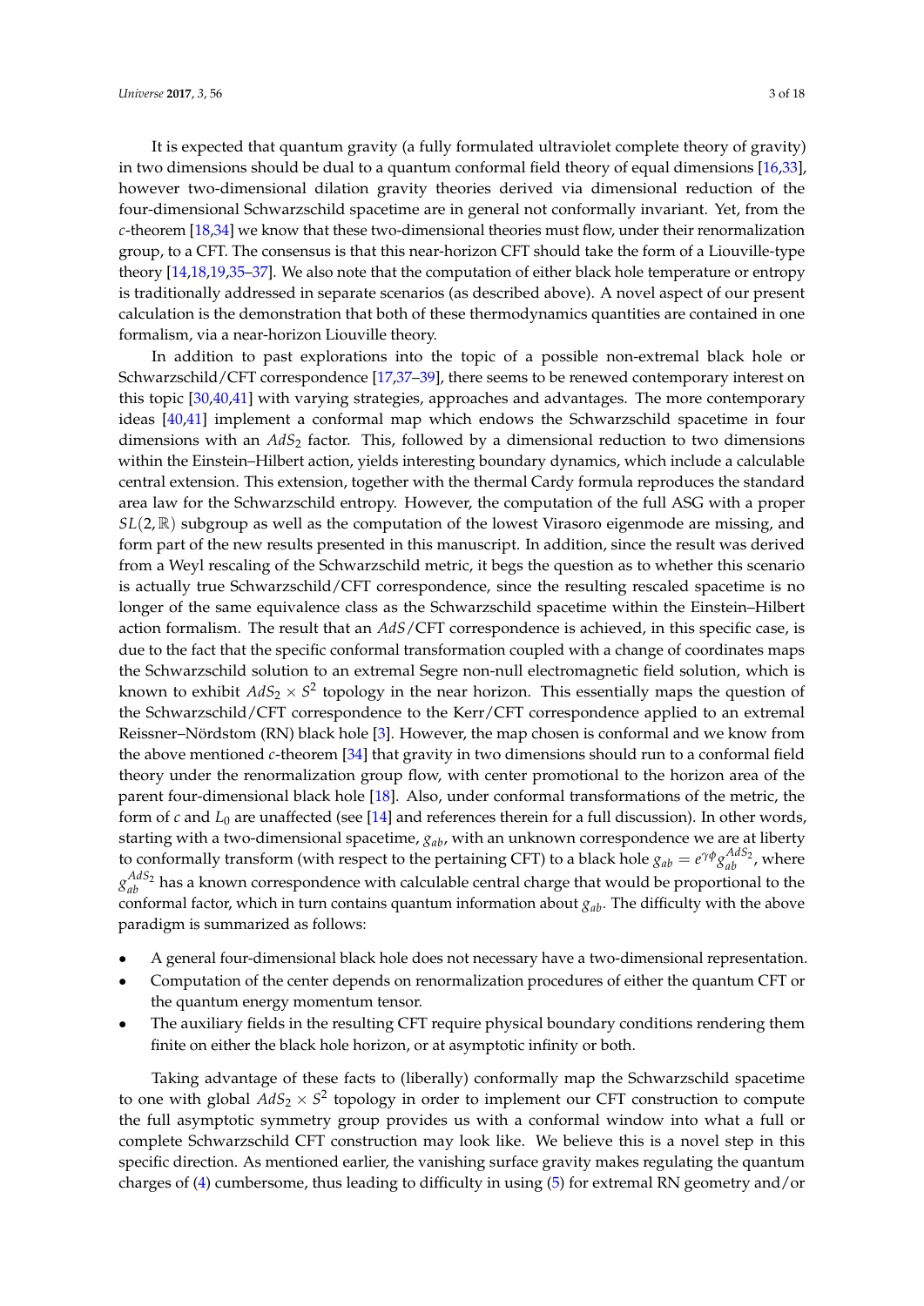It is expected that quantum gravity (a fully formulated ultraviolet complete theory of gravity) in two dimensions should be dual to a quantum conformal field theory of equal dimensions [16,33], however two-dimensional dilation gravity theories derived via dimensional reduction of the four-dimensional Schwarzschild spacetime are in general not conformally invariant. Yet, from the $c$-theorem [18,34] we know that these two-dimensional theories must flow, under their renormalization group, to a CFT. The consensus is that this near-horizon CFT should take the form of a Liouville-type theory [14,18,19,35–37]. We also note that the computation of either black hole temperature or entropy is traditionally addressed in separate scenarios (as described above). A novel aspect of our present calculation is the demonstration that both of these thermodynamics quantities are contained in one formalism, via a near-horizon Liouville theory.

In addition to past explorations into the topic of a possible non-extremal black hole or Schwarzschild/CFT correspondence [17,37–39], there seems to be renewed contemporary interest on this topic [30,40,41] with varying strategies, approaches and advantages. The more contemporary ideas [40,41] implement a conformal map which endows the Schwarzschild spacetime in four dimensions with an $AdS_2$ factor. This, followed by a dimensional reduction to two dimensions within the Einstein–Hilbert action, yields interesting boundary dynamics, which include a calculable central extension. This extension, together with the thermal Cardy formula reproduces the standard area law for the Schwarzschild entropy. However, the computation of the full ASG with a proper $SL(2,\mathbb{R})$ subgroup as well as the computation of the lowest Virasoro eigenmode are missing, and form part of the new results presented in this manuscript. In addition, since the result was derived from a Weyl rescaling of the Schwarzschild metric, it begs the question as to whether this scenario is actually true Schwarzschild/CFT correspondence, since the resulting rescaled spacetime is no longer of the same equivalence class as the Schwarzschild spacetime within the Einstein–Hilbert action formalism. The result that an $AdS$/CFT correspondence is achieved, in this specific case, is due to the fact that the specific conformal transformation coupled with a change of coordinates maps the Schwarzschild solution to an extremal Segre non-null electromagnetic field solution, which is known to exhibit $AdS_2 \times S^2$ topology in the near horizon. This essentially maps the question of the Schwarzschild/CFT correspondence to the Kerr/CFT correspondence applied to an extremal Reissner–Nördstom (RN) black hole [3]. However, the map chosen is conformal and we know from the above mentioned $c$-theorem [34] that gravity in two dimensions should run to a conformal field theory under the renormalization group flow, with center promotional to the horizon area of the parent four-dimensional black hole [18]. Also, under conformal transformations of the metric, the form of $c$ and $L_0$ are unaffected (see [14] and references therein for a full discussion). In other words, starting with a two-dimensional spacetime, $g_{ab}$, with an unknown correspondence we are at liberty to conformally transform (with respect to the pertaining CFT) to a black hole $g_{ab} = e^{\gamma\phi} g_{ab}^{AdS_2}$, where $g_{ab}^{AdS_2}$ has a known correspondence with calculable central charge that would be proportional to the conformal factor, which in turn contains quantum information about $g_{ab}$. The difficulty with the above paradigm is summarized as follows:

- A general four-dimensional black hole does not necessary have a two-dimensional representation.
- Computation of the center depends on renormalization procedures of either the quantum CFT or the quantum energy momentum tensor.
- The auxiliary fields in the resulting CFT require physical boundary conditions rendering them finite on either the black hole horizon, or at asymptotic infinity or both.

Taking advantage of these facts to (liberally) conformally map the Schwarzschild spacetime to one with global $AdS_2 \times S^2$ topology in order to implement our CFT construction to compute the full asymptotic symmetry group provides us with a conformal window into what a full or complete Schwarzschild CFT construction may look like. We believe this is a novel step in this specific direction. As mentioned earlier, the vanishing surface gravity makes regulating the quantum charges of (4) cumbersome, thus leading to difficulty in using (5) for extremal RN geometry and/or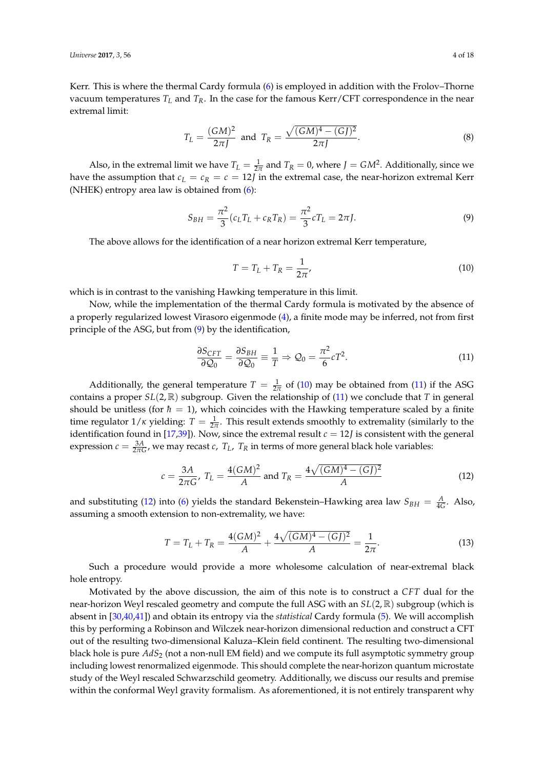Kerr. This is where the thermal Cardy formula (6) is employed in addition with the Frolov–Thorne vacuum temperatures $T_L$ and $T_R$. In the case for the famous Kerr/CFT correspondence in the near extremal limit:

$$T_L = \frac{(GM)^2}{2\pi J} \text{ and } T_R = \frac{\sqrt{(GM)^4 - (GJ)^2}}{2\pi J}. \tag{8}$$

Also, in the extremal limit we have $T_L = \frac{1}{2\pi}$ and $T_R = 0$, where $J = GM^2$. Additionally, since we have the assumption that $c_L = c_R = c = 12J$ in the extremal case, the near-horizon extremal Kerr (NHEK) entropy area law is obtained from (6):

$$S_{BH} = \frac{\pi^2}{3}(c_L T_L + c_R T_R) = \frac{\pi^2}{3} c T_L = 2\pi J. \tag{9}$$

The above allows for the identification of a near horizon extremal Kerr temperature,

$$T = T_L + T_R = \frac{1}{2\pi}, \tag{10}$$

which is in contrast to the vanishing Hawking temperature in this limit.

Now, while the implementation of the thermal Cardy formula is motivated by the absence of a properly regularized lowest Virasoro eigenmode (4), a finite mode may be inferred, not from first principle of the ASG, but from (9) by the identification,

$$\frac{\partial S_{CFT}}{\partial \mathcal{Q}_0} = \frac{\partial S_{BH}}{\partial \mathcal{Q}_0} \equiv \frac{1}{T} \Rightarrow \mathcal{Q}_0 = \frac{\pi^2}{6} c T^2. \tag{11}$$

Additionally, the general temperature $T = \frac{1}{2\pi}$ of (10) may be obtained from (11) if the ASG contains a proper $SL(2,\mathbb{R})$ subgroup. Given the relationship of (11) we conclude that $T$ in general should be unitless (for $\hbar = 1$), which coincides with the Hawking temperature scaled by a finite time regulator $1/\kappa$ yielding: $T = \frac{1}{2\pi}$. This result extends smoothly to extremality (similarly to the identification found in [17,39]). Now, since the extremal result $c = 12J$ is consistent with the general expression $c = \frac{3A}{2\pi G}$, we may recast $c$, $T_L$, $T_R$ in terms of more general black hole variables:

$$c = \frac{3A}{2\pi G},\ T_L = \frac{4(GM)^2}{A} \text{ and } T_R = \frac{4\sqrt{(GM)^4 - (GJ)^2}}{A} \tag{12}$$

and substituting (12) into (6) yields the standard Bekenstein–Hawking area law $S_{BH} = \frac{A}{4G}$. Also, assuming a smooth extension to non-extremality, we have:

$$T = T_L + T_R = \frac{4(GM)^2}{A} + \frac{4\sqrt{(GM)^4 - (GJ)^2}}{A} = \frac{1}{2\pi}. \tag{13}$$

Such a procedure would provide a more wholesome calculation of near-extremal black hole entropy.

Motivated by the above discussion, the aim of this note is to construct a *CFT* dual for the near-horizon Weyl rescaled geometry and compute the full ASG with an $SL(2,\mathbb{R})$ subgroup (which is absent in [30,40,41]) and obtain its entropy via the *statistical* Cardy formula (5). We will accomplish this by performing a Robinson and Wilczek near-horizon dimensional reduction and construct a CFT out of the resulting two-dimensional Kaluza–Klein field continent. The resulting two-dimensional black hole is pure $AdS_2$ (not a non-null EM field) and we compute its full asymptotic symmetry group including lowest renormalized eigenmode. This should complete the near-horizon quantum microstate study of the Weyl rescaled Schwarzschild geometry. Additionally, we discuss our results and premise within the conformal Weyl gravity formalism. As aforementioned, it is not entirely transparent why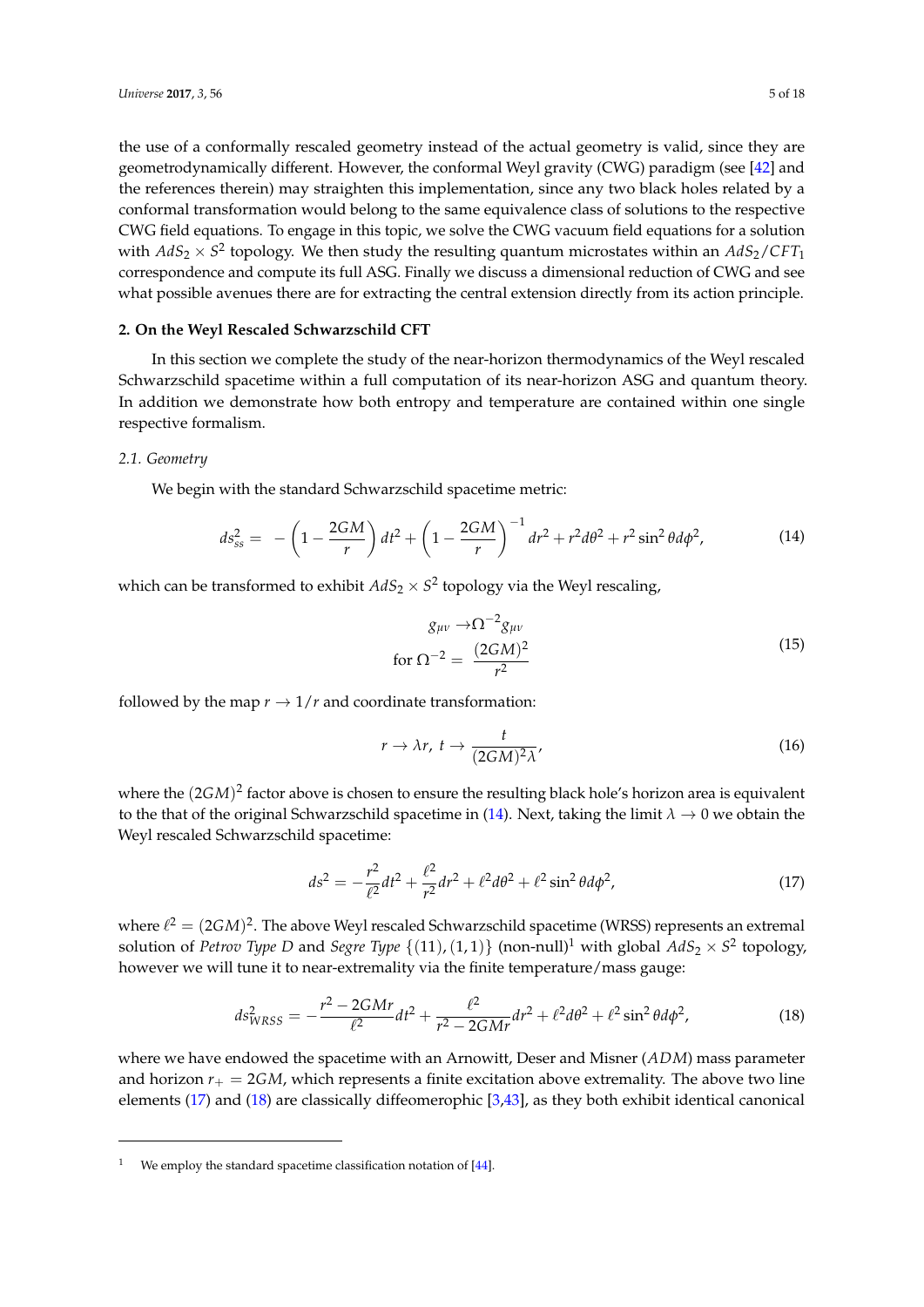the use of a conformally rescaled geometry instead of the actual geometry is valid, since they are geometrodynamically different. However, the conformal Weyl gravity (CWG) paradigm (see [42] and the references therein) may straighten this implementation, since any two black holes related by a conformal transformation would belong to the same equivalence class of solutions to the respective CWG field equations. To engage in this topic, we solve the CWG vacuum field equations for a solution with $AdS_2 \times S^2$ topology. We then study the resulting quantum microstates within an $AdS_2/CFT_1$ correspondence and compute its full ASG. Finally we discuss a dimensional reduction of CWG and see what possible avenues there are for extracting the central extension directly from its action principle.

## 2. On the Weyl Rescaled Schwarzschild CFT

In this section we complete the study of the near-horizon thermodynamics of the Weyl rescaled Schwarzschild spacetime within a full computation of its near-horizon ASG and quantum theory. In addition we demonstrate how both entropy and temperature are contained within one single respective formalism.

### 2.1. Geometry

We begin with the standard Schwarzschild spacetime metric:

$$ds^2_{ss} = -\left(1 - \frac{2GM}{r}\right) dt^2 + \left(1 - \frac{2GM}{r}\right)^{-1} dr^2 + r^2 d\theta^2 + r^2 \sin^2\theta d\phi^2, \tag{14}$$

which can be transformed to exhibit $AdS_2 \times S^2$ topology via the Weyl rescaling,

$$\begin{aligned} g_{\mu\nu} &\rightarrow \Omega^{-2} g_{\mu\nu} \\ \text{for } \Omega^{-2} &= \frac{(2GM)^2}{r^2} \end{aligned} \tag{15}$$

followed by the map $r \rightarrow 1/r$ and coordinate transformation:

$$r \rightarrow \lambda r, \; t \rightarrow \frac{t}{(2GM)^2 \lambda}, \tag{16}$$

where the $(2GM)^2$ factor above is chosen to ensure the resulting black hole's horizon area is equivalent to the that of the original Schwarzschild spacetime in (14). Next, taking the limit $\lambda \rightarrow 0$ we obtain the Weyl rescaled Schwarzschild spacetime:

$$ds^2 = -\frac{r^2}{\ell^2} dt^2 + \frac{\ell^2}{r^2} dr^2 + \ell^2 d\theta^2 + \ell^2 \sin^2\theta d\phi^2, \tag{17}$$

where $\ell^2 = (2GM)^2$. The above Weyl rescaled Schwarzschild spacetime (WRSS) represents an extremal solution of *Petrov Type D* and *Segre Type* $\{(11),(1,1)\}$ (non-null)[1] with global $AdS_2 \times S^2$ topology, however we will tune it to near-extremality via the finite temperature/mass gauge:

$$ds^2_{WRSS} = -\frac{r^2 - 2GMr}{\ell^2} dt^2 + \frac{\ell^2}{r^2 - 2GMr} dr^2 + \ell^2 d\theta^2 + \ell^2 \sin^2\theta d\phi^2, \tag{18}$$

where we have endowed the spacetime with an Arnowitt, Deser and Misner ($ADM$) mass parameter and horizon $r_+ = 2GM$, which represents a finite excitation above extremality. The above two line elements (17) and (18) are classically diffeomerophic [3,43], as they both exhibit identical canonical

[1] We employ the standard spacetime classification notation of [44].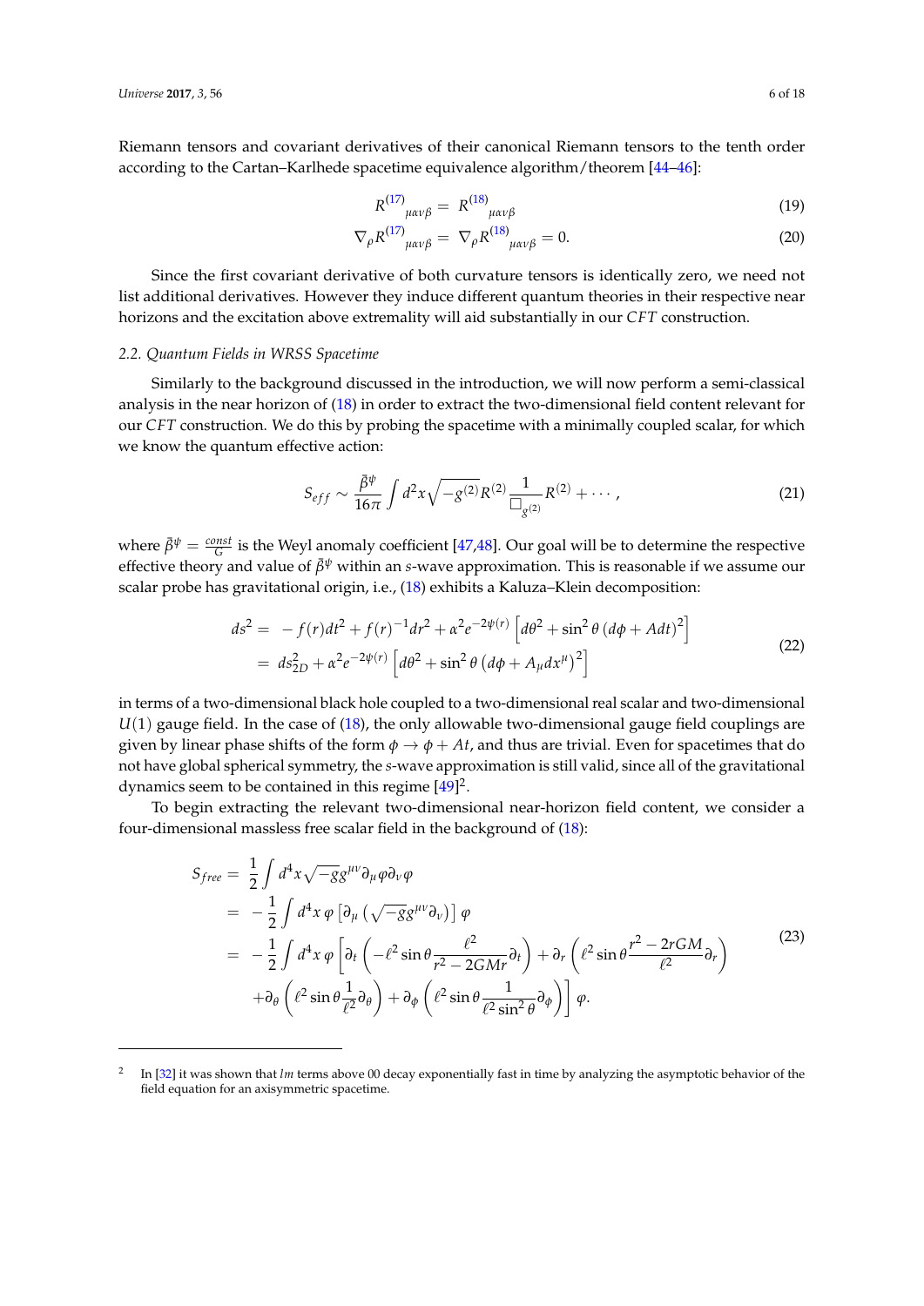Riemann tensors and covariant derivatives of their canonical Riemann tensors to the tenth order according to the Cartan–Karlhede spacetime equivalence algorithm/theorem [44–46]:

$$
R^{(17)}{}_{\mu\alpha\nu\beta} = R^{(18)}{}_{\mu\alpha\nu\beta} \tag{19}
$$

$$
\nabla_\rho R^{(17)}{}_{\mu\alpha\nu\beta} = \nabla_\rho R^{(18)}{}_{\mu\alpha\nu\beta} = 0. \tag{20}
$$

Since the first covariant derivative of both curvature tensors is identically zero, we need not list additional derivatives. However they induce different quantum theories in their respective near horizons and the excitation above extremality will aid substantially in our *CFT* construction.

### *2.2. Quantum Fields in WRSS Spacetime*

Similarly to the background discussed in the introduction, we will now perform a semi-classical analysis in the near horizon of (18) in order to extract the two-dimensional field content relevant for our *CFT* construction. We do this by probing the spacetime with a minimally coupled scalar, for which we know the quantum effective action:

$$
S_{eff} \sim \frac{\bar{\beta}^{\psi}}{16\pi} \int d^2x \sqrt{-g^{(2)}} R^{(2)} \frac{1}{\Box_{g^{(2)}}} R^{(2)} + \cdots, \tag{21}
$$

where $\bar{\beta}^{\psi} = \frac{const}{G}$ is the Weyl anomaly coefficient [47,48]. Our goal will be to determine the respective effective theory and value of $\bar{\beta}^{\psi}$ within an *s*-wave approximation. This is reasonable if we assume our scalar probe has gravitational origin, i.e., (18) exhibits a Kaluza–Klein decomposition:

$$
\begin{aligned}
ds^2 &= -f(r)dt^2 + f(r)^{-1}dr^2 + \alpha^2 e^{-2\psi(r)} \left[ d\theta^2 + \sin^2\theta \left( d\phi + A dt \right)^2 \right] \\
&= ds^2_{2D} + \alpha^2 e^{-2\psi(r)} \left[ d\theta^2 + \sin^2\theta \left( d\phi + A_\mu dx^\mu \right)^2 \right]
\end{aligned} \tag{22}
$$

in terms of a two-dimensional black hole coupled to a two-dimensional real scalar and two-dimensional $U(1)$ gauge field. In the case of (18), the only allowable two-dimensional gauge field couplings are given by linear phase shifts of the form $\phi \to \phi + At$, and thus are trivial. Even for spacetimes that do not have global spherical symmetry, the *s*-wave approximation is still valid, since all of the gravitational dynamics seem to be contained in this regime [49][2].

To begin extracting the relevant two-dimensional near-horizon field content, we consider a four-dimensional massless free scalar field in the background of (18):

$$
\begin{aligned}
S_{free} &= \frac{1}{2} \int d^4x \sqrt{-g} g^{\mu\nu} \partial_\mu \varphi \partial_\nu \varphi \\
&= -\frac{1}{2} \int d^4x \, \varphi \left[ \partial_\mu \left( \sqrt{-g} g^{\mu\nu} \partial_\nu \right) \right] \varphi \\
&= -\frac{1}{2} \int d^4x \, \varphi \left[ \partial_t \left( -\ell^2 \sin\theta \frac{\ell^2}{r^2 - 2GMr} \partial_t \right) + \partial_r \left( \ell^2 \sin\theta \frac{r^2 - 2rGM}{\ell^2} \partial_r \right) \right. \\
&\quad \left. + \partial_\theta \left( \ell^2 \sin\theta \frac{1}{\ell^2} \partial_\theta \right) + \partial_\phi \left( \ell^2 \sin\theta \frac{1}{\ell^2 \sin^2\theta} \partial_\phi \right) \right] \varphi.
\end{aligned} \tag{23}
$$

---

[2] In [32] it was shown that *lm* terms above 00 decay exponentially fast in time by analyzing the asymptotic behavior of the field equation for an axisymmetric spacetime.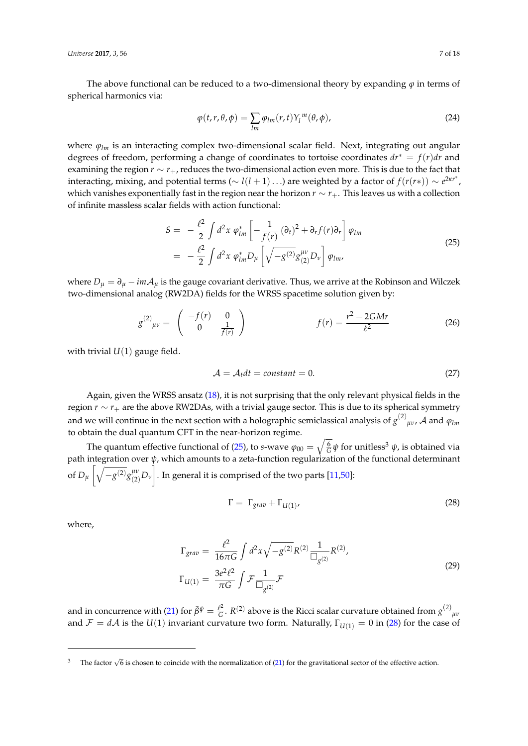The above functional can be reduced to a two-dimensional theory by expanding $\varphi$ in terms of spherical harmonics via:

$$\varphi(t,r,\theta,\phi) = \sum_{lm} \varphi_{lm}(r,t) Y_l{}^m(\theta,\phi), \tag{24}$$

where $\varphi_{lm}$ is an interacting complex two-dimensional scalar field. Next, integrating out angular degrees of freedom, performing a change of coordinates to tortoise coordinates $dr^* = f(r)dr$ and examining the region $r \sim r_+$, reduces the two-dimensional action even more. This is due to the fact that interacting, mixing, and potential terms ($\sim l(l+1)\ldots$) are weighted by a factor of $f(r(r*)) \sim e^{2\kappa r^*}$, which vanishes exponentially fast in the region near the horizon $r \sim r_+$. This leaves us with a collection of infinite massless scalar fields with action functional:

$$\begin{aligned} S =& -\frac{\ell^2}{2} \int d^2x\, \varphi^*_{lm} \left[ -\frac{1}{f(r)} (\partial_t)^2 + \partial_r f(r) \partial_r \right] \varphi_{lm} \\ =& -\frac{\ell^2}{2} \int d^2x\, \varphi^*_{lm} D_\mu \left[ \sqrt{-g^{(2)}} g^{\mu\nu}_{(2)} D_\nu \right] \varphi_{lm}, \end{aligned} \tag{25}$$

where $D_\mu = \partial_\mu - im\mathcal{A}_\mu$ is the gauge covariant derivative. Thus, we arrive at the Robinson and Wilczek two-dimensional analog (RW2DA) fields for the WRSS spacetime solution given by:

$$g^{(2)}{}_{\mu\nu} = \begin{pmatrix} -f(r) & 0 \\ 0 & \frac{1}{f(r)} \end{pmatrix} \qquad\qquad f(r) = \frac{r^2 - 2GMr}{\ell^2} \tag{26}$$

with trivial $U(1)$ gauge field.

$$\mathcal{A} = \mathcal{A}_t dt = constant = 0. \tag{27}$$

Again, given the WRSS ansatz (18), it is not surprising that the only relevant physical fields in the region $r \sim r_+$ are the above RW2DAs, with a trivial gauge sector. This is due to its spherical symmetry and we will continue in the next section with a holographic semiclassical analysis of $g^{(2)}{}_{\mu\nu}$, $\mathcal{A}$ and $\varphi_{lm}$ to obtain the dual quantum CFT in the near-horizon regime.

The quantum effective functional of (25), to $s$-wave $\varphi_{00} = \sqrt{\frac{6}{G}}\psi$ for unitless[3] $\psi$, is obtained via path integration over $\psi$, which amounts to a zeta-function regularization of the functional determinant of $D_\mu \left[ \sqrt{-g^{(2)}} g^{\mu\nu}_{(2)} D_\nu \right]$. In general it is comprised of the two parts [11,50]:

$$\Gamma = \Gamma_{grav} + \Gamma_{U(1)}, \tag{28}$$

where,

$$\begin{aligned} \Gamma_{grav} =& \frac{\ell^2}{16\pi G} \int d^2x \sqrt{-g^{(2)}} R^{(2)} \frac{1}{\Box_{g^{(2)}}} R^{(2)}, \\ \Gamma_{U(1)} =& \frac{3e^2\ell^2}{\pi G} \int \mathcal{F} \frac{1}{\Box_{g^{(2)}}} \mathcal{F} \end{aligned} \tag{29}$$

and in concurrence with (21) for $\tilde{\beta}^\psi = \frac{\ell^2}{G}$. $R^{(2)}$ above is the Ricci scalar curvature obtained from $g^{(2)}{}_{\mu\nu}$ and $\mathcal{F} = d\mathcal{A}$ is the $U(1)$ invariant curvature two form. Naturally, $\Gamma_{U(1)} = 0$ in (28) for the case of

[3] The factor $\sqrt{6}$ is chosen to coincide with the normalization of (21) for the gravitational sector of the effective action.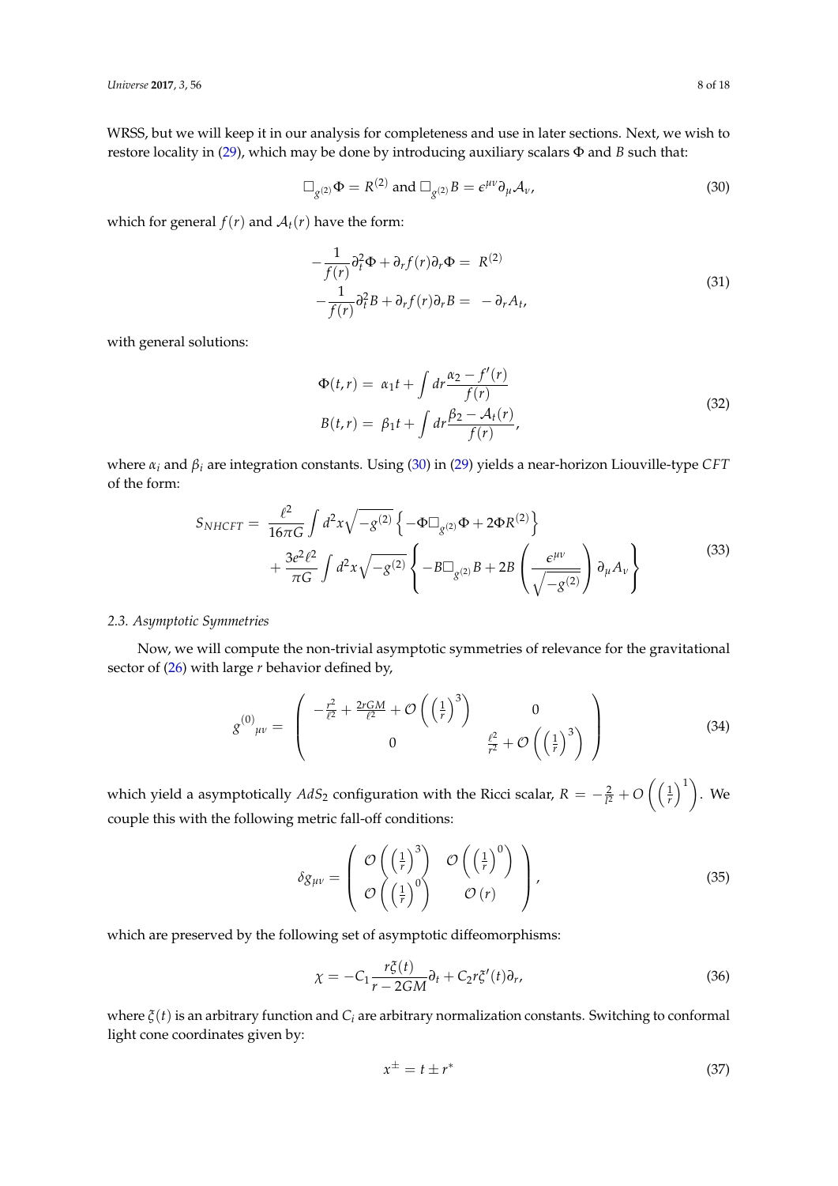WRSS, but we will keep it in our analysis for completeness and use in later sections. Next, we wish to restore locality in (29), which may be done by introducing auxiliary scalars $\Phi$ and $B$ such that:

$$\Box_{g^{(2)}}\Phi = R^{(2)} \text{ and } \Box_{g^{(2)}}B = \epsilon^{\mu\nu}\partial_\mu \mathcal{A}_\nu, \tag{30}$$

which for general $f(r)$ and $\mathcal{A}_t(r)$ have the form:

$$\begin{aligned} -\frac{1}{f(r)}\partial_t^2\Phi + \partial_r f(r)\partial_r\Phi =&\ R^{(2)} \\ -\frac{1}{f(r)}\partial_t^2 B + \partial_r f(r)\partial_r B =&\ -\partial_r A_t, \end{aligned} \tag{31}$$

with general solutions:

$$\begin{aligned} \Phi(t,r) =&\ \alpha_1 t + \int dr \frac{\alpha_2 - f'(r)}{f(r)} \\ B(t,r) =&\ \beta_1 t + \int dr \frac{\beta_2 - \mathcal{A}_t(r)}{f(r)}, \end{aligned} \tag{32}$$

where $\alpha_i$ and $\beta_i$ are integration constants. Using (30) in (29) yields a near-horizon Liouville-type $CFT$ of the form:

$$\begin{aligned} S_{NHCFT} =&\ \frac{\ell^2}{16\pi G}\int d^2x\sqrt{-g^{(2)}}\left\{-\Phi\Box_{g^{(2)}}\Phi + 2\Phi R^{(2)}\right\} \\ &+ \frac{3e^2\ell^2}{\pi G}\int d^2x\sqrt{-g^{(2)}}\left\{-B\Box_{g^{(2)}}B + 2B\left(\frac{\epsilon^{\mu\nu}}{\sqrt{-g^{(2)}}}\right)\partial_\mu A_\nu\right\} \end{aligned} \tag{33}$$

### *2.3. Asymptotic Symmetries*

Now, we will compute the non-trivial asymptotic symmetries of relevance for the gravitational sector of (26) with large $r$ behavior defined by,

$$g^{(0)}{}_{\mu\nu} = \begin{pmatrix} -\frac{r^2}{\ell^2} + \frac{2rGM}{\ell^2} + \mathcal{O}\left(\left(\frac{1}{r}\right)^3\right) & 0 \\ 0 & \frac{\ell^2}{r^2} + \mathcal{O}\left(\left(\frac{1}{r}\right)^3\right) \end{pmatrix} \tag{34}$$

which yield a asymptotically $AdS_2$ configuration with the Ricci scalar, $R = -\frac{2}{l^2} + O\left(\left(\frac{1}{r}\right)^1\right)$. We couple this with the following metric fall-off conditions:

$$\delta g_{\mu\nu} = \begin{pmatrix} \mathcal{O}\left(\left(\frac{1}{r}\right)^3\right) & \mathcal{O}\left(\left(\frac{1}{r}\right)^0\right) \\ \mathcal{O}\left(\left(\frac{1}{r}\right)^0\right) & \mathcal{O}\left(r\right) \end{pmatrix}, \tag{35}$$

which are preserved by the following set of asymptotic diffeomorphisms:

$$\chi = -C_1\frac{r\xi(t)}{r-2GM}\partial_t + C_2 r\xi'(t)\partial_r, \tag{36}$$

where $\xi(t)$ is an arbitrary function and $C_i$ are arbitrary normalization constants. Switching to conformal light cone coordinates given by:

$$x^{\pm} = t \pm r^* \tag{37}$$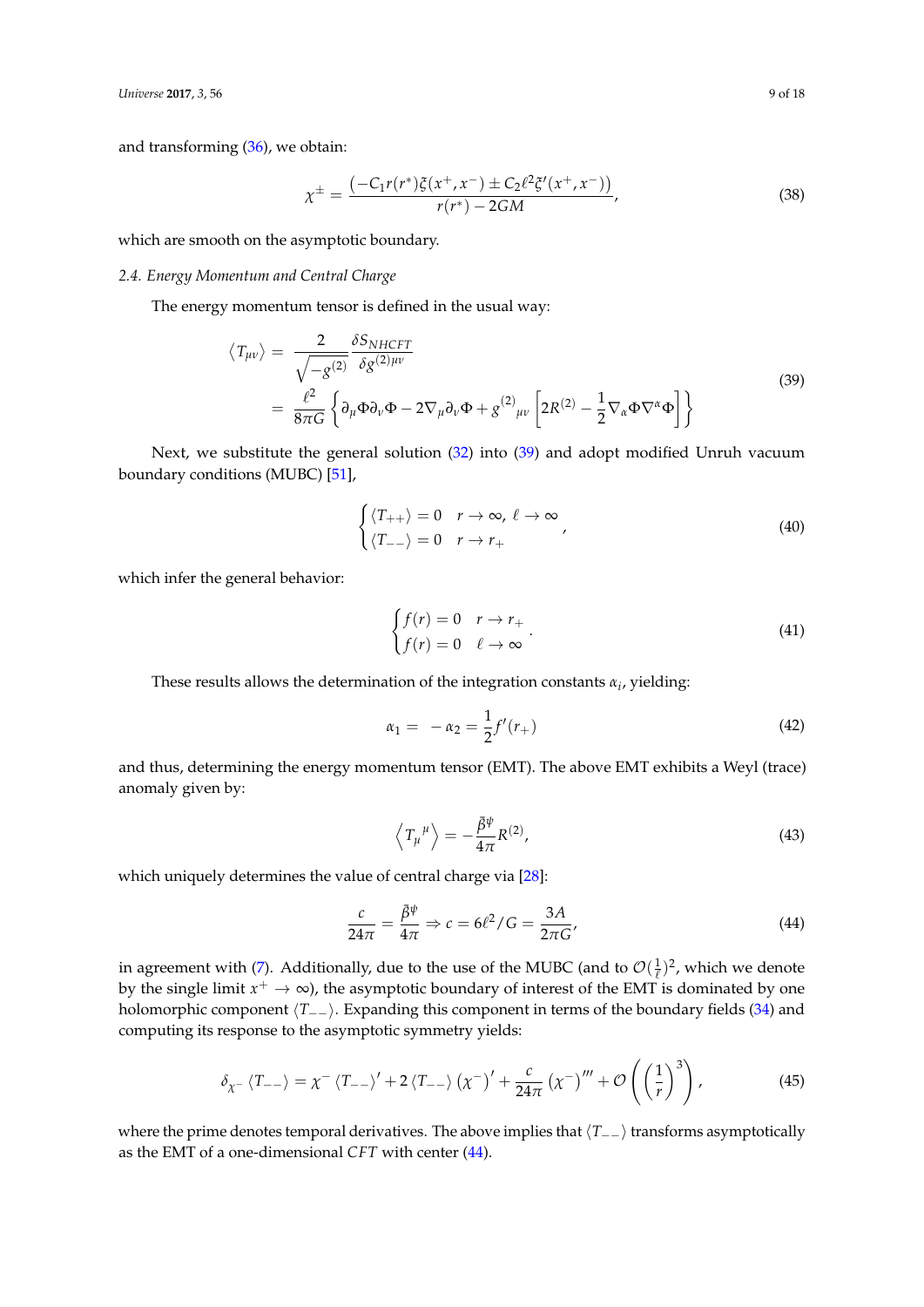and transforming (36), we obtain:

$$\chi^{\pm} = \frac{\left(-C_1 r(r^*)\xi(x^+, x^-) \pm C_2 \ell^2 \xi'(x^+, x^-)\right)}{r(r^*) - 2GM}, \tag{38}$$

which are smooth on the asymptotic boundary.

### 2.4. Energy Momentum and Central Charge

The energy momentum tensor is defined in the usual way:

$$\begin{aligned} \langle T_{\mu\nu} \rangle &= \frac{2}{\sqrt{-g^{(2)}}} \frac{\delta S_{NHCFT}}{\delta g^{(2)\mu\nu}} \\ &= \frac{\ell^2}{8\pi G} \left\{ \partial_\mu \Phi \partial_\nu \Phi - 2\nabla_\mu \partial_\nu \Phi + g^{(2)}{}_{\mu\nu} \left[ 2R^{(2)} - \frac{1}{2} \nabla_\alpha \Phi \nabla^\alpha \Phi \right] \right\} \end{aligned} \tag{39}$$

Next, we substitute the general solution (32) into (39) and adopt modified Unruh vacuum boundary conditions (MUBC) [51],

$$\begin{cases} \langle T_{++} \rangle = 0 & r \to \infty,\ \ell \to \infty \\ \langle T_{--} \rangle = 0 & r \to r_+ \end{cases}, \tag{40}$$

which infer the general behavior:

$$\begin{cases} f(r) = 0 & r \to r_+ \\ f(r) = 0 & \ell \to \infty \end{cases}. \tag{41}$$

These results allows the determination of the integration constants $\alpha_i$, yielding:

$$\alpha_1 = \ -\alpha_2 = \frac{1}{2} f'(r_+) \tag{42}$$

and thus, determining the energy momentum tensor (EMT). The above EMT exhibits a Weyl (trace) anomaly given by:

$$\left\langle T_\mu{}^\mu \right\rangle = -\frac{\bar{\beta}^\psi}{4\pi} R^{(2)}, \tag{43}$$

which uniquely determines the value of central charge via [28]:

$$\frac{c}{24\pi} = \frac{\bar{\beta}^\psi}{4\pi} \Rightarrow c = 6\ell^2/G = \frac{3A}{2\pi G}, \tag{44}$$

in agreement with (7). Additionally, due to the use of the MUBC (and to $\mathcal{O}(\frac{1}{\ell})^2$, which we denote by the single limit $x^+ \to \infty$), the asymptotic boundary of interest of the EMT is dominated by one holomorphic component $\langle T_{--} \rangle$. Expanding this component in terms of the boundary fields (34) and computing its response to the asymptotic symmetry yields:

$$\delta_{\chi^-} \langle T_{--} \rangle = \chi^- \langle T_{--} \rangle' + 2 \langle T_{--} \rangle \left(\chi^-\right)' + \frac{c}{24\pi} \left(\chi^-\right)''' + \mathcal{O}\left(\left(\frac{1}{r}\right)^3\right), \tag{45}$$

where the prime denotes temporal derivatives. The above implies that $\langle T_{--} \rangle$ transforms asymptotically as the EMT of a one-dimensional $CFT$ with center (44).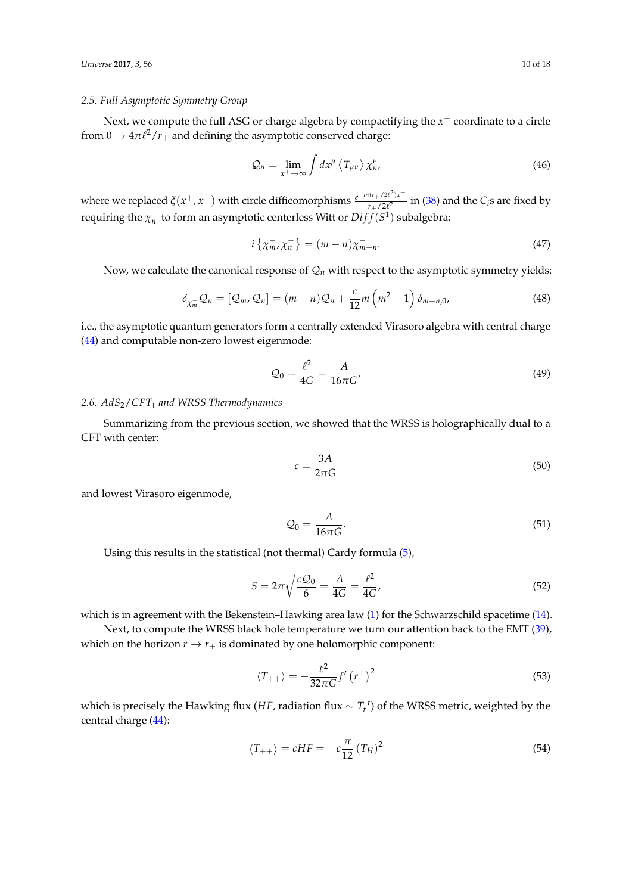### 2.5. Full Asymptotic Symmetry Group

Next, we compute the full ASG or charge algebra by compactifying the $x^-$ coordinate to a circle from $0 \to 4\pi\ell^2/r_+$ and defining the asymptotic conserved charge:

$$
\mathcal{Q}_n = \lim_{x^+ \to \infty} \int dx^\mu \left\langle T_{\mu\nu} \right\rangle \chi_n^\nu, \tag{46}
$$

where we replaced $\xi(x^+, x^-)$ with circle diffieomorphisms $\frac{e^{-in(r_+/2\ell^2)x^\pm}}{r_+/2\ell^2}$ in (38) and the $C_i$s are fixed by requiring the $\chi_n^-$ to form an asymptotic centerless Witt or $Diff(S^1)$ subalgebra:

$$
i\left\{\chi_m^-, \chi_n^-\right\} = (m-n)\chi_{m+n}^-. \tag{47}
$$

Now, we calculate the canonical response of $\mathcal{Q}_n$ with respect to the asymptotic symmetry yields:

$$
\delta_{\chi_m^-}\mathcal{Q}_n = [\mathcal{Q}_m, \mathcal{Q}_n] = (m-n)\mathcal{Q}_n + \frac{c}{12}m\left(m^2-1\right)\delta_{m+n,0}, \tag{48}
$$

i.e., the asymptotic quantum generators form a centrally extended Virasoro algebra with central charge (44) and computable non-zero lowest eigenmode:

$$
\mathcal{Q}_0 = \frac{\ell^2}{4G} = \frac{A}{16\pi G}. \tag{49}
$$

### 2.6. $AdS_2/CFT_1$ and WRSS Thermodynamics

Summarizing from the previous section, we showed that the WRSS is holographically dual to a CFT with center:

$$
c = \frac{3A}{2\pi G} \tag{50}
$$

and lowest Virasoro eigenmode,

$$
\mathcal{Q}_0 = \frac{A}{16\pi G}. \tag{51}
$$

Using this results in the statistical (not thermal) Cardy formula (5),

$$
S = 2\pi\sqrt{\frac{c\mathcal{Q}_0}{6}} = \frac{A}{4G} = \frac{\ell^2}{4G}, \tag{52}
$$

which is in agreement with the Bekenstein–Hawking area law (1) for the Schwarzschild spacetime (14).

Next, to compute the WRSS black hole temperature we turn our attention back to the EMT (39), which on the horizon $r \to r_+$ is dominated by one holomorphic component:

$$
\langle T_{++}\rangle = -\frac{\ell^2}{32\pi G}f'\left(r^+\right)^2 \tag{53}
$$

which is precisely the Hawking flux ($HF$, radiation flux $\sim T_r{}^t$) of the WRSS metric, weighted by the central charge (44):

$$
\langle T_{++}\rangle = cHF = -c\frac{\pi}{12}\left(T_H\right)^2 \tag{54}
$$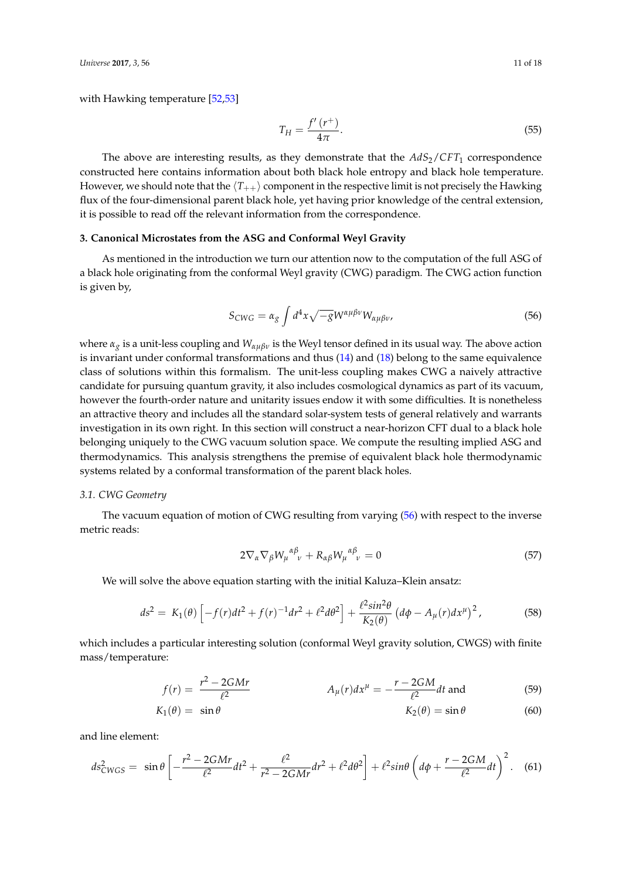with Hawking temperature [52,53]

$$T_H = \frac{f'(r^+)}{4\pi}. \tag{55}$$

The above are interesting results, as they demonstrate that the $AdS_2/CFT_1$ correspondence constructed here contains information about both black hole entropy and black hole temperature. However, we should note that the $\langle T_{++}\rangle$ component in the respective limit is not precisely the Hawking flux of the four-dimensional parent black hole, yet having prior knowledge of the central extension, it is possible to read off the relevant information from the correspondence.

### 3. Canonical Microstates from the ASG and Conformal Weyl Gravity

As mentioned in the introduction we turn our attention now to the computation of the full ASG of a black hole originating from the conformal Weyl gravity (CWG) paradigm. The CWG action function is given by,

$$S_{CWG} = \alpha_g \int d^4x \sqrt{-g} W^{\alpha\mu\beta\nu} W_{\alpha\mu\beta\nu}, \tag{56}$$

where $\alpha_g$ is a unit-less coupling and $W_{\alpha\mu\beta\nu}$ is the Weyl tensor defined in its usual way. The above action is invariant under conformal transformations and thus (14) and (18) belong to the same equivalence class of solutions within this formalism. The unit-less coupling makes CWG a naively attractive candidate for pursuing quantum gravity, it also includes cosmological dynamics as part of its vacuum, however the fourth-order nature and unitarity issues endow it with some difficulties. It is nonetheless an attractive theory and includes all the standard solar-system tests of general relatively and warrants investigation in its own right. In this section will construct a near-horizon CFT dual to a black hole belonging uniquely to the CWG vacuum solution space. We compute the resulting implied ASG and thermodynamics. This analysis strengthens the premise of equivalent black hole thermodynamic systems related by a conformal transformation of the parent black holes.

#### 3.1. CWG Geometry

The vacuum equation of motion of CWG resulting from varying (56) with respect to the inverse metric reads:

$$2\nabla_\alpha \nabla_\beta W_\mu{}^{\alpha\beta}{}_\nu + R_{\alpha\beta} W_\mu{}^{\alpha\beta}{}_\nu = 0 \tag{57}$$

We will solve the above equation starting with the initial Kaluza–Klein ansatz:

$$ds^2 = K_1(\theta)\left[-f(r)dt^2 + f(r)^{-1}dr^2 + \ell^2 d\theta^2\right] + \frac{\ell^2 sin^2\theta}{K_2(\theta)}\left(d\phi - A_\mu(r)dx^\mu\right)^2, \tag{58}$$

which includes a particular interesting solution (conformal Weyl gravity solution, CWGS) with finite mass/temperature:

$$f(r) = \frac{r^2 - 2GMr}{\ell^2} \qquad A_\mu(r)dx^\mu = -\frac{r-2GM}{\ell^2}dt \text{ and} \tag{59}$$

$$K_1(\theta) = \sin\theta \qquad K_2(\theta) = \sin\theta \tag{60}$$

and line element:

$$ds^2_{CWGS} = \sin\theta\left[-\frac{r^2 - 2GMr}{\ell^2}dt^2 + \frac{\ell^2}{r^2 - 2GMr}dr^2 + \ell^2 d\theta^2\right] + \ell^2 sin\theta\left(d\phi + \frac{r-2GM}{\ell^2}dt\right)^2. \tag{61}$$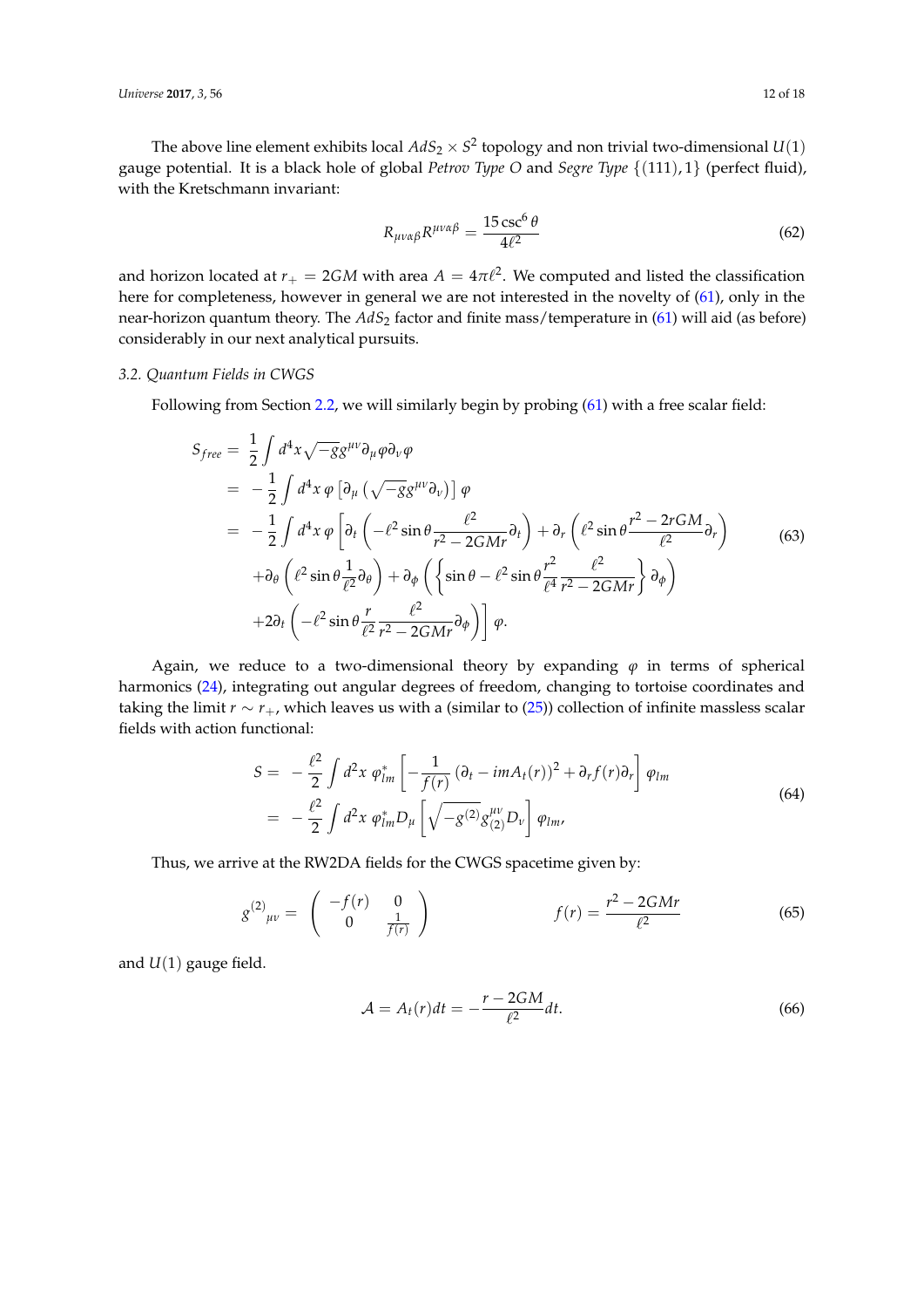The above line element exhibits local $AdS_2 \times S^2$ topology and non trivial two-dimensional $U(1)$ gauge potential. It is a black hole of global *Petrov Type O* and *Segre Type* $\{(111), 1\}$ (perfect fluid), with the Kretschmann invariant:

$$R_{\mu\nu\alpha\beta}R^{\mu\nu\alpha\beta} = \frac{15\csc^6\theta}{4\ell^2} \tag{62}$$

and horizon located at $r_+ = 2GM$ with area $A = 4\pi\ell^2$. We computed and listed the classification here for completeness, however in general we are not interested in the novelty of (61), only in the near-horizon quantum theory. The $AdS_2$ factor and finite mass/temperature in (61) will aid (as before) considerably in our next analytical pursuits.

### 3.2. Quantum Fields in CWGS

Following from Section 2.2, we will similarly begin by probing (61) with a free scalar field:

$$\begin{aligned}
S_{free} &= \frac{1}{2}\int d^4x\sqrt{-g}g^{\mu\nu}\partial_\mu\varphi\partial_\nu\varphi \\
&= -\frac{1}{2}\int d^4x\,\varphi\left[\partial_\mu\left(\sqrt{-g}g^{\mu\nu}\partial_\nu\right)\right]\varphi \\
&= -\frac{1}{2}\int d^4x\,\varphi\left[\partial_t\left(-\ell^2\sin\theta\frac{\ell^2}{r^2-2GMr}\partial_t\right)+\partial_r\left(\ell^2\sin\theta\frac{r^2-2rGM}{\ell^2}\partial_r\right)\right. \\
&\quad +\partial_\theta\left(\ell^2\sin\theta\frac{1}{\ell^2}\partial_\theta\right)+\partial_\phi\left(\left\{\sin\theta-\ell^2\sin\theta\frac{r^2}{\ell^4}\frac{\ell^2}{r^2-2GMr}\right\}\partial_\phi\right) \\
&\quad \left.+2\partial_t\left(-\ell^2\sin\theta\frac{r}{\ell^2}\frac{\ell^2}{r^2-2GMr}\partial_\phi\right)\right]\varphi.
\end{aligned} \tag{63}$$

Again, we reduce to a two-dimensional theory by expanding $\varphi$ in terms of spherical harmonics (24), integrating out angular degrees of freedom, changing to tortoise coordinates and taking the limit $r \sim r_+$, which leaves us with a (similar to (25)) collection of infinite massless scalar fields with action functional:

$$\begin{aligned}
S &= -\frac{\ell^2}{2}\int d^2x\,\varphi^*_{lm}\left[-\frac{1}{f(r)}\left(\partial_t - imA_t(r)\right)^2+\partial_r f(r)\partial_r\right]\varphi_{lm} \\
&= -\frac{\ell^2}{2}\int d^2x\,\varphi^*_{lm}D_\mu\left[\sqrt{-g^{(2)}}g^{\mu\nu}_{(2)}D_\nu\right]\varphi_{lm},
\end{aligned} \tag{64}$$

Thus, we arrive at the RW2DA fields for the CWGS spacetime given by:

$$g^{(2)}{}_{\mu\nu} = \begin{pmatrix} -f(r) & 0 \\ 0 & \frac{1}{f(r)} \end{pmatrix} \qquad\qquad f(r) = \frac{r^2-2GMr}{\ell^2} \tag{65}$$

and $U(1)$ gauge field.

$$\mathcal{A} = A_t(r)dt = -\frac{r-2GM}{\ell^2}dt. \tag{66}$$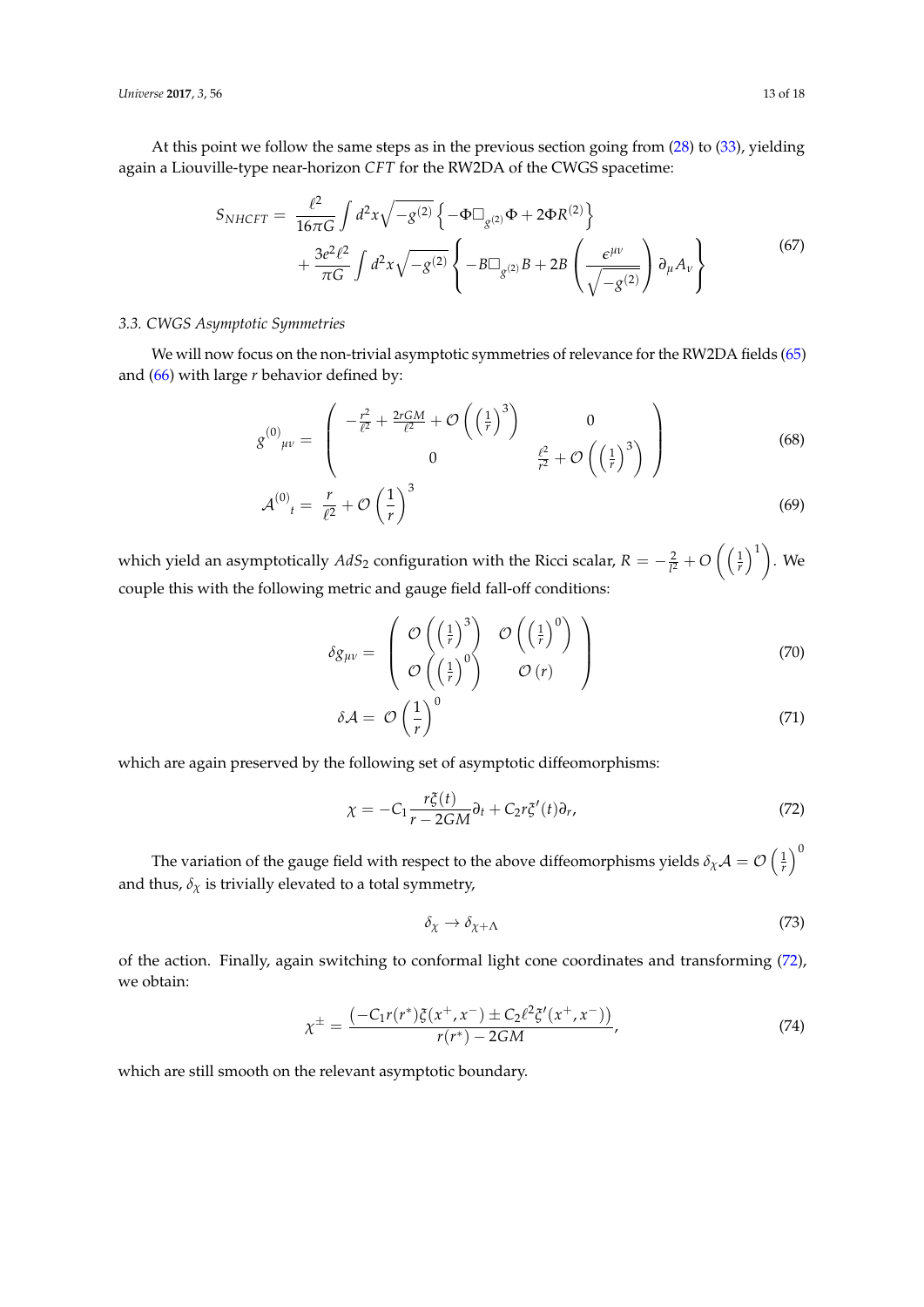At this point we follow the same steps as in the previous section going from (28) to (33), yielding again a Liouville-type near-horizon $CFT$ for the RW2DA of the CWGS spacetime:

$$
\begin{aligned}
S_{NHCFT} = \; & \frac{\ell^2}{16\pi G}\int d^2x\sqrt{-g^{(2)}}\left\{-\Phi\Box_{g^{(2)}}\Phi + 2\Phi R^{(2)}\right\} \\
& + \frac{3e^2\ell^2}{\pi G}\int d^2x\sqrt{-g^{(2)}}\left\{-B\Box_{g^{(2)}}B + 2B\left(\frac{\epsilon^{\mu\nu}}{\sqrt{-g^{(2)}}}\right)\partial_\mu A_\nu\right\}
\end{aligned}
\tag{67}
$$

### 3.3. CWGS Asymptotic Symmetries

We will now focus on the non-trivial asymptotic symmetries of relevance for the RW2DA fields (65) and (66) with large $r$ behavior defined by:

$$
g^{(0)}{}_{\mu\nu} = \begin{pmatrix} -\frac{r^2}{\ell^2} + \frac{2rGM}{\ell^2} + \mathcal{O}\left(\left(\frac{1}{r}\right)^3\right) & 0 \\ 0 & \frac{\ell^2}{r^2} + \mathcal{O}\left(\left(\frac{1}{r}\right)^3\right) \end{pmatrix}
\tag{68}
$$

$$
\mathcal{A}^{(0)}{}_t = \frac{r}{\ell^2} + \mathcal{O}\left(\frac{1}{r}\right)^3
\tag{69}
$$

which yield an asymptotically $AdS_2$ configuration with the Ricci scalar, $R = -\frac{2}{l^2} + O\left(\left(\frac{1}{r}\right)^1\right)$. We couple this with the following metric and gauge field fall-off conditions:

$$
\delta g_{\mu\nu} = \begin{pmatrix} \mathcal{O}\left(\left(\frac{1}{r}\right)^3\right) & \mathcal{O}\left(\left(\frac{1}{r}\right)^0\right) \\ \mathcal{O}\left(\left(\frac{1}{r}\right)^0\right) & \mathcal{O}(r) \end{pmatrix}
\tag{70}
$$

$$
\delta\mathcal{A} = \mathcal{O}\left(\frac{1}{r}\right)^0
\tag{71}
$$

which are again preserved by the following set of asymptotic diffeomorphisms:

$$
\chi = -C_1\frac{r\xi(t)}{r-2GM}\partial_t + C_2 r\xi'(t)\partial_r,
\tag{72}
$$

The variation of the gauge field with respect to the above diffeomorphisms yields $\delta_\chi\mathcal{A} = \mathcal{O}\left(\frac{1}{r}\right)^0$ and thus, $\delta_\chi$ is trivially elevated to a total symmetry,

$$
\delta_\chi \to \delta_{\chi+\Lambda}
\tag{73}
$$

of the action. Finally, again switching to conformal light cone coordinates and transforming (72), we obtain:

$$
\chi^\pm = \frac{\left(-C_1 r(r^*)\xi(x^+,x^-) \pm C_2\ell^2\xi'(x^+,x^-)\right)}{r(r^*)-2GM},
\tag{74}
$$

which are still smooth on the relevant asymptotic boundary.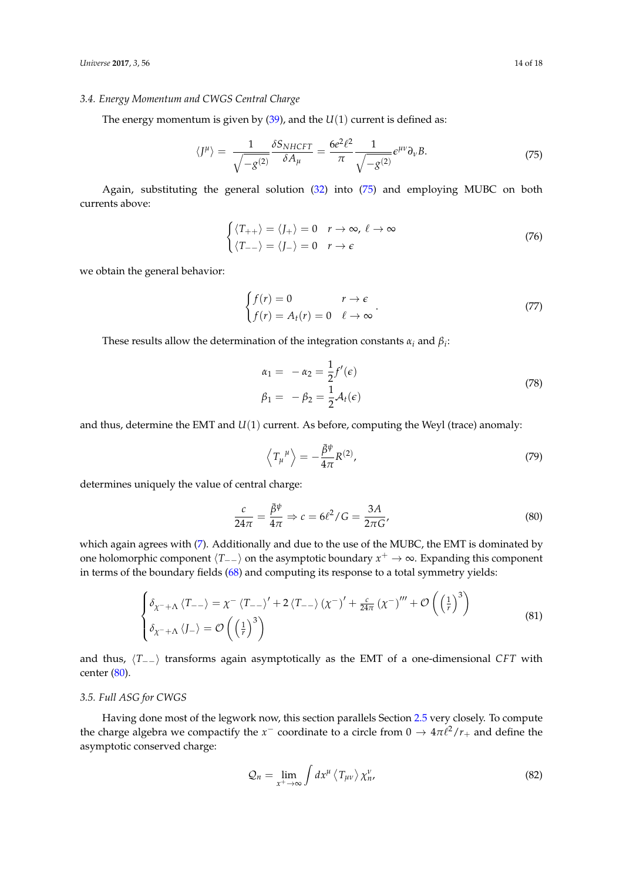### 3.4. Energy Momentum and CWGS Central Charge

The energy momentum is given by (39), and the $U(1)$ current is defined as:

$$\langle J^{\mu} \rangle = \frac{1}{\sqrt{-g^{(2)}}} \frac{\delta S_{NHCFT}}{\delta A_{\mu}} = \frac{6e^2\ell^2}{\pi} \frac{1}{\sqrt{-g^{(2)}}} \epsilon^{\mu\nu} \partial_{\nu} B. \tag{75}$$

Again, substituting the general solution (32) into (75) and employing MUBC on both currents above:

$$\begin{cases} \langle T_{++} \rangle = \langle J_{+} \rangle = 0 & r \to \infty,\ \ell \to \infty \\ \langle T_{--} \rangle = \langle J_{-} \rangle = 0 & r \to \epsilon \end{cases} \tag{76}$$

we obtain the general behavior:

$$\begin{cases} f(r) = 0 & r \to \epsilon \\ f(r) = A_t(r) = 0 & \ell \to \infty \end{cases}. \tag{77}$$

These results allow the determination of the integration constants $\alpha_i$ and $\beta_i$:

$$\begin{aligned} \alpha_1 = & -\alpha_2 = \frac{1}{2} f'(\epsilon) \\ \beta_1 = & -\beta_2 = \frac{1}{2} \mathcal{A}_t(\epsilon) \end{aligned} \tag{78}$$

and thus, determine the EMT and $U(1)$ current. As before, computing the Weyl (trace) anomaly:

$$\left\langle T_{\mu}{}^{\mu} \right\rangle = -\frac{\bar{\beta}^{\psi}}{4\pi} R^{(2)}, \tag{79}$$

determines uniquely the value of central charge:

$$\frac{c}{24\pi} = \frac{\bar{\beta}^{\psi}}{4\pi} \Rightarrow c = 6\ell^2/G = \frac{3A}{2\pi G}, \tag{80}$$

which again agrees with (7). Additionally and due to the use of the MUBC, the EMT is dominated by one holomorphic component $\langle T_{--} \rangle$ on the asymptotic boundary $x^{+} \to \infty$. Expanding this component in terms of the boundary fields (68) and computing its response to a total symmetry yields:

$$\begin{cases} \delta_{\chi^{-}+\Lambda} \langle T_{--} \rangle = \chi^{-} \langle T_{--} \rangle' + 2 \langle T_{--} \rangle (\chi^{-})' + \frac{c}{24\pi} (\chi^{-})''' + \mathcal{O}\left( \left(\frac{1}{r}\right)^3 \right) \\ \delta_{\chi^{-}+\Lambda} \langle J_{-} \rangle = \mathcal{O}\left( \left(\frac{1}{r}\right)^3 \right) \end{cases} \tag{81}$$

and thus, $\langle T_{--} \rangle$ transforms again asymptotically as the EMT of a one-dimensional *CFT* with center (80).

### 3.5. Full ASG for CWGS

Having done most of the legwork now, this section parallels Section 2.5 very closely. To compute the charge algebra we compactify the $x^{-}$ coordinate to a circle from $0 \to 4\pi\ell^2/r_{+}$ and define the asymptotic conserved charge:

$$\mathcal{Q}_n = \lim_{x^{+} \to \infty} \int dx^{\mu} \langle T_{\mu\nu} \rangle \chi_n^{\nu}, \tag{82}$$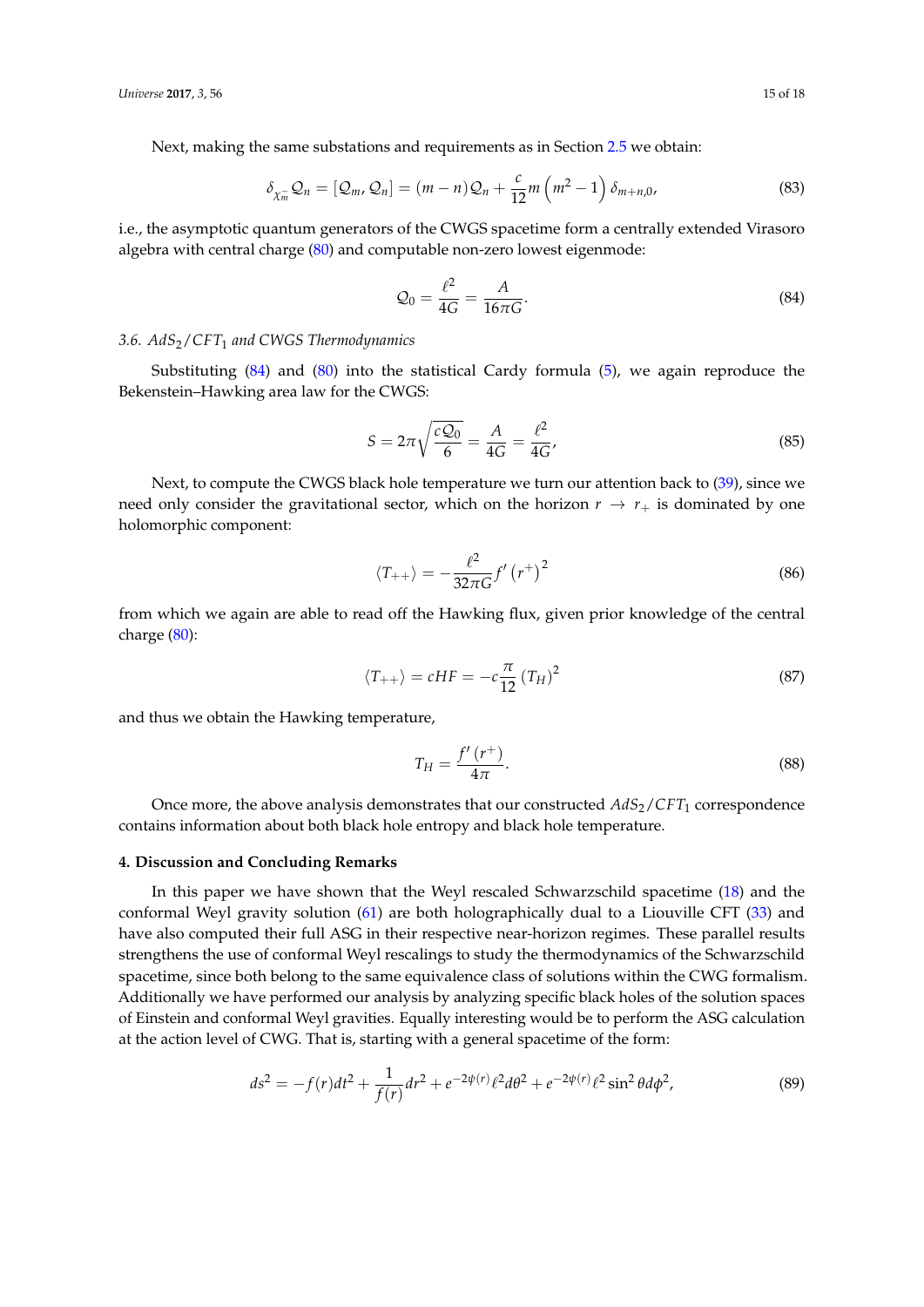Next, making the same substations and requirements as in Section 2.5 we obtain:

$$\delta_{\chi_m^-} \mathcal{Q}_n = [\mathcal{Q}_m, \mathcal{Q}_n] = (m-n)\mathcal{Q}_n + \frac{c}{12} m \left(m^2 - 1\right) \delta_{m+n,0}, \tag{83}$$

i.e., the asymptotic quantum generators of the CWGS spacetime form a centrally extended Virasoro algebra with central charge (80) and computable non-zero lowest eigenmode:

$$\mathcal{Q}_0 = \frac{\ell^2}{4G} = \frac{A}{16\pi G}. \tag{84}$$

### 3.6. $AdS_2/CFT_1$ and CWGS Thermodynamics

Substituting (84) and (80) into the statistical Cardy formula (5), we again reproduce the Bekenstein–Hawking area law for the CWGS:

$$S = 2\pi \sqrt{\frac{c\mathcal{Q}_0}{6}} = \frac{A}{4G} = \frac{\ell^2}{4G}, \tag{85}$$

Next, to compute the CWGS black hole temperature we turn our attention back to (39), since we need only consider the gravitational sector, which on the horizon $r \to r_+$ is dominated by one holomorphic component:

$$\langle T_{++} \rangle = -\frac{\ell^2}{32\pi G} f'\left(r^+\right)^2 \tag{86}$$

from which we again are able to read off the Hawking flux, given prior knowledge of the central charge (80):

$$\langle T_{++} \rangle = cHF = -c\frac{\pi}{12}\left(T_H\right)^2 \tag{87}$$

and thus we obtain the Hawking temperature,

$$T_H = \frac{f'\left(r^+\right)}{4\pi}. \tag{88}$$

Once more, the above analysis demonstrates that our constructed $AdS_2/CFT_1$ correspondence contains information about both black hole entropy and black hole temperature.

## 4. Discussion and Concluding Remarks

In this paper we have shown that the Weyl rescaled Schwarzschild spacetime (18) and the conformal Weyl gravity solution (61) are both holographically dual to a Liouville CFT (33) and have also computed their full ASG in their respective near-horizon regimes. These parallel results strengthens the use of conformal Weyl rescalings to study the thermodynamics of the Schwarzschild spacetime, since both belong to the same equivalence class of solutions within the CWG formalism. Additionally we have performed our analysis by analyzing specific black holes of the solution spaces of Einstein and conformal Weyl gravities. Equally interesting would be to perform the ASG calculation at the action level of CWG. That is, starting with a general spacetime of the form:

$$ds^2 = -f(r)dt^2 + \frac{1}{f(r)}dr^2 + e^{-2\psi(r)}\ell^2 d\theta^2 + e^{-2\psi(r)}\ell^2 \sin^2\theta d\phi^2, \tag{89}$$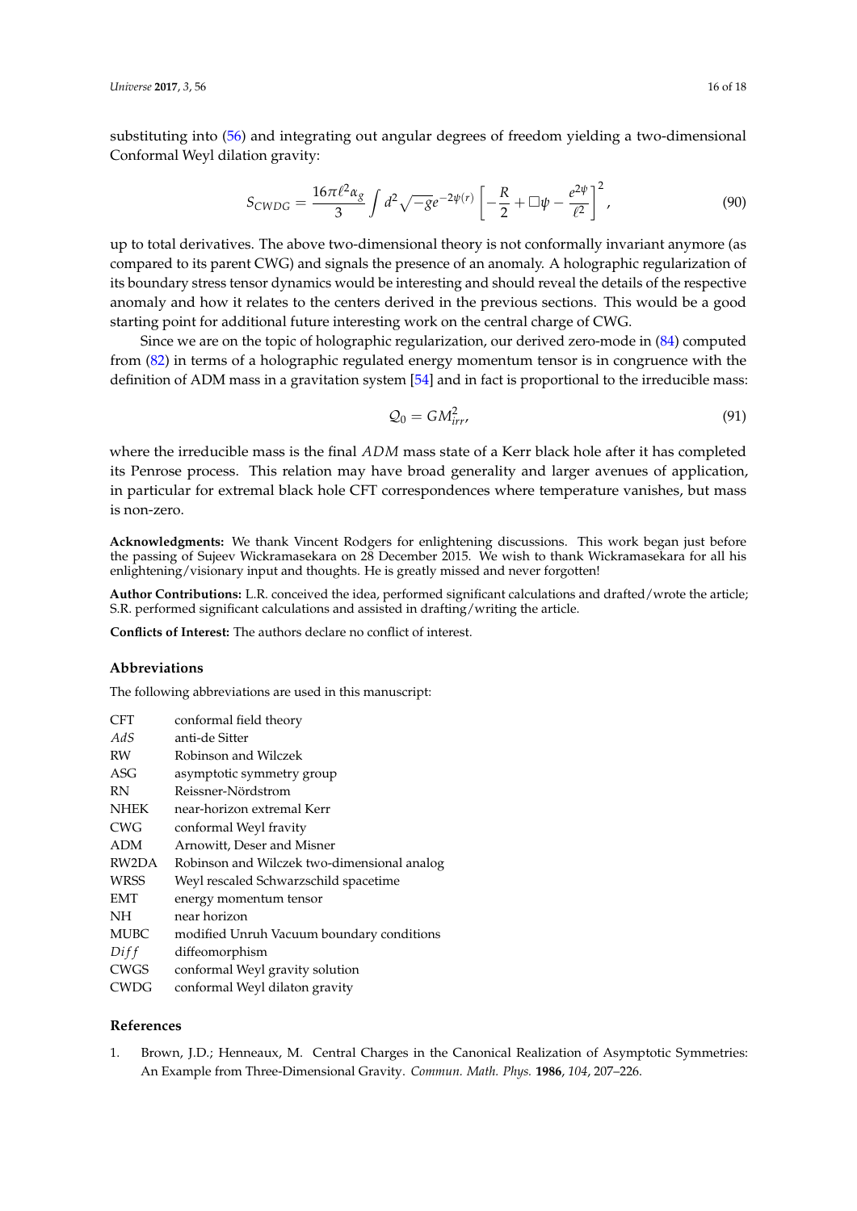substituting into (56) and integrating out angular degrees of freedom yielding a two-dimensional Conformal Weyl dilation gravity:

$$S_{CWDG} = \frac{16\pi\ell^2\alpha_g}{3}\int d^2\sqrt{-g}e^{-2\psi(r)}\left[-\frac{R}{2} + \Box\psi - \frac{e^{2\psi}}{\ell^2}\right]^2, \tag{90}$$

up to total derivatives. The above two-dimensional theory is not conformally invariant anymore (as compared to its parent CWG) and signals the presence of an anomaly. A holographic regularization of its boundary stress tensor dynamics would be interesting and should reveal the details of the respective anomaly and how it relates to the centers derived in the previous sections. This would be a good starting point for additional future interesting work on the central charge of CWG.

Since we are on the topic of holographic regularization, our derived zero-mode in (84) computed from (82) in terms of a holographic regulated energy momentum tensor is in congruence with the definition of ADM mass in a gravitation system [54] and in fact is proportional to the irreducible mass:

$$\mathcal{Q}_0 = GM_{irr}^2, \tag{91}$$

where the irreducible mass is the final *ADM* mass state of a Kerr black hole after it has completed its Penrose process. This relation may have broad generality and larger avenues of application, in particular for extremal black hole CFT correspondences where temperature vanishes, but mass is non-zero.

**Acknowledgments:** We thank Vincent Rodgers for enlightening discussions. This work began just before the passing of Sujeev Wickramasekara on 28 December 2015. We wish to thank Wickramasekara for all his enlightening/visionary input and thoughts. He is greatly missed and never forgotten!

**Author Contributions:** L.R. conceived the idea, performed significant calculations and drafted/wrote the article; S.R. performed significant calculations and assisted in drafting/writing the article.

**Conflicts of Interest:** The authors declare no conflict of interest.

## Abbreviations

The following abbreviations are used in this manuscript:

| | |
|---|---|
| CFT | conformal field theory |
| *AdS* | anti-de Sitter |
| RW | Robinson and Wilczek |
| ASG | asymptotic symmetry group |
| RN | Reissner-Nördstrom |
| NHEK | near-horizon extremal Kerr |
| CWG | conformal Weyl fravity |
| ADM | Arnowitt, Deser and Misner |
| RW2DA | Robinson and Wilczek two-dimensional analog |
| WRSS | Weyl rescaled Schwarzschild spacetime |
| EMT | energy momentum tensor |
| NH | near horizon |
| MUBC | modified Unruh Vacuum boundary conditions |
| *Diff* | diffeomorphism |
| CWGS | conformal Weyl gravity solution |
| CWDG | conformal Weyl dilaton gravity |

## References

1. Brown, J.D.; Henneaux, M. Central Charges in the Canonical Realization of Asymptotic Symmetries: An Example from Three-Dimensional Gravity. *Commun. Math. Phys.* **1986**, *104*, 207–226.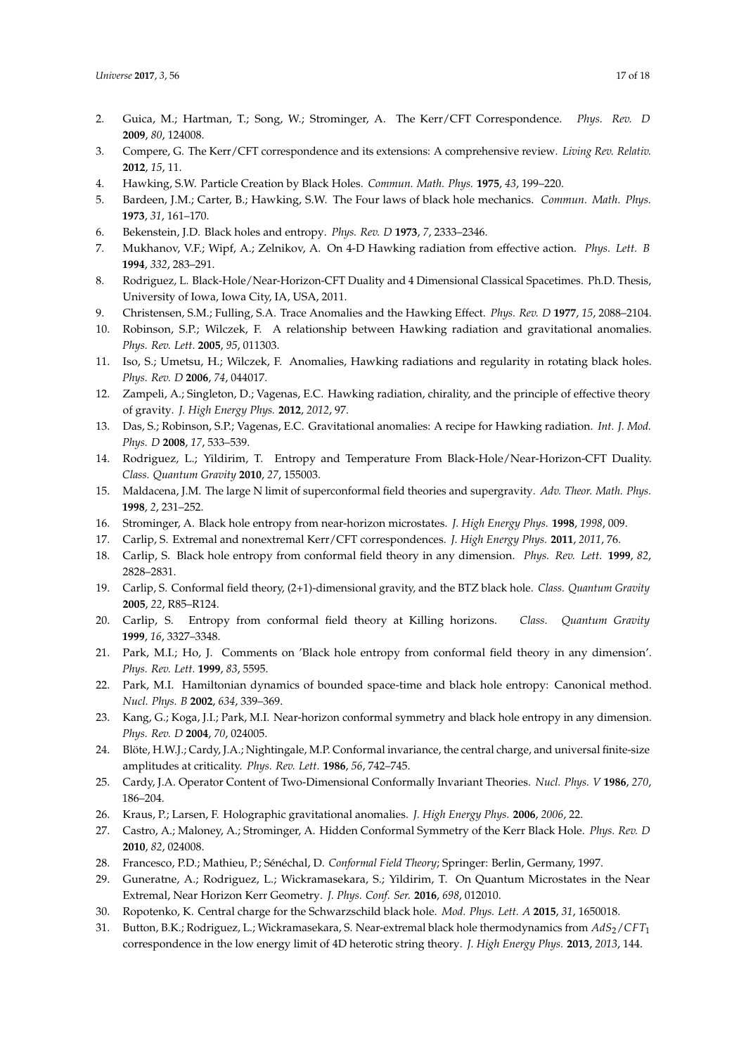2. Guica, M.; Hartman, T.; Song, W.; Strominger, A. The Kerr/CFT Correspondence. *Phys. Rev. D* **2009**, *80*, 124008.
3. Compere, G. The Kerr/CFT correspondence and its extensions: A comprehensive review. *Living Rev. Relativ.* **2012**, *15*, 11.
4. Hawking, S.W. Particle Creation by Black Holes. *Commun. Math. Phys.* **1975**, *43*, 199–220.
5. Bardeen, J.M.; Carter, B.; Hawking, S.W. The Four laws of black hole mechanics. *Commun. Math. Phys.* **1973**, *31*, 161–170.
6. Bekenstein, J.D. Black holes and entropy. *Phys. Rev. D* **1973**, *7*, 2333–2346.
7. Mukhanov, V.F.; Wipf, A.; Zelnikov, A. On 4-D Hawking radiation from effective action. *Phys. Lett. B* **1994**, *332*, 283–291.
8. Rodriguez, L. Black-Hole/Near-Horizon-CFT Duality and 4 Dimensional Classical Spacetimes. Ph.D. Thesis, University of Iowa, Iowa City, IA, USA, 2011.
9. Christensen, S.M.; Fulling, S.A. Trace Anomalies and the Hawking Effect. *Phys. Rev. D* **1977**, *15*, 2088–2104.
10. Robinson, S.P.; Wilczek, F. A relationship between Hawking radiation and gravitational anomalies. *Phys. Rev. Lett.* **2005**, *95*, 011303.
11. Iso, S.; Umetsu, H.; Wilczek, F. Anomalies, Hawking radiations and regularity in rotating black holes. *Phys. Rev. D* **2006**, *74*, 044017.
12. Zampeli, A.; Singleton, D.; Vagenas, E.C. Hawking radiation, chirality, and the principle of effective theory of gravity. *J. High Energy Phys.* **2012**, *2012*, 97.
13. Das, S.; Robinson, S.P.; Vagenas, E.C. Gravitational anomalies: A recipe for Hawking radiation. *Int. J. Mod. Phys. D* **2008**, *17*, 533–539.
14. Rodriguez, L.; Yildirim, T. Entropy and Temperature From Black-Hole/Near-Horizon-CFT Duality. *Class. Quantum Gravity* **2010**, *27*, 155003.
15. Maldacena, J.M. The large N limit of superconformal field theories and supergravity. *Adv. Theor. Math. Phys.* **1998**, *2*, 231–252.
16. Strominger, A. Black hole entropy from near-horizon microstates. *J. High Energy Phys.* **1998**, *1998*, 009.
17. Carlip, S. Extremal and nonextremal Kerr/CFT correspondences. *J. High Energy Phys.* **2011**, *2011*, 76.
18. Carlip, S. Black hole entropy from conformal field theory in any dimension. *Phys. Rev. Lett.* **1999**, *82*, 2828–2831.
19. Carlip, S. Conformal field theory, (2+1)-dimensional gravity, and the BTZ black hole. *Class. Quantum Gravity* **2005**, *22*, R85–R124.
20. Carlip, S. Entropy from conformal field theory at Killing horizons. *Class. Quantum Gravity* **1999**, *16*, 3327–3348.
21. Park, M.I.; Ho, J. Comments on 'Black hole entropy from conformal field theory in any dimension'. *Phys. Rev. Lett.* **1999**, *83*, 5595.
22. Park, M.I. Hamiltonian dynamics of bounded space-time and black hole entropy: Canonical method. *Nucl. Phys. B* **2002**, *634*, 339–369.
23. Kang, G.; Koga, J.I.; Park, M.I. Near-horizon conformal symmetry and black hole entropy in any dimension. *Phys. Rev. D* **2004**, *70*, 024005.
24. Blöte, H.W.J.; Cardy, J.A.; Nightingale, M.P. Conformal invariance, the central charge, and universal finite-size amplitudes at criticality. *Phys. Rev. Lett.* **1986**, *56*, 742–745.
25. Cardy, J.A. Operator Content of Two-Dimensional Conformally Invariant Theories. *Nucl. Phys. V* **1986**, *270*, 186–204.
26. Kraus, P.; Larsen, F. Holographic gravitational anomalies. *J. High Energy Phys.* **2006**, *2006*, 22.
27. Castro, A.; Maloney, A.; Strominger, A. Hidden Conformal Symmetry of the Kerr Black Hole. *Phys. Rev. D* **2010**, *82*, 024008.
28. Francesco, P.D.; Mathieu, P.; Sénéchal, D. *Conformal Field Theory*; Springer: Berlin, Germany, 1997.
29. Guneratne, A.; Rodriguez, L.; Wickramasekara, S.; Yildirim, T. On Quantum Microstates in the Near Extremal, Near Horizon Kerr Geometry. *J. Phys. Conf. Ser.* **2016**, *698*, 012010.
30. Ropotenko, K. Central charge for the Schwarzschild black hole. *Mod. Phys. Lett. A* **2015**, *31*, 1650018.
31. Button, B.K.; Rodriguez, L.; Wickramasekara, S. Near-extremal black hole thermodynamics from $AdS_2/CFT_1$ correspondence in the low energy limit of 4D heterotic string theory. *J. High Energy Phys.* **2013**, *2013*, 144.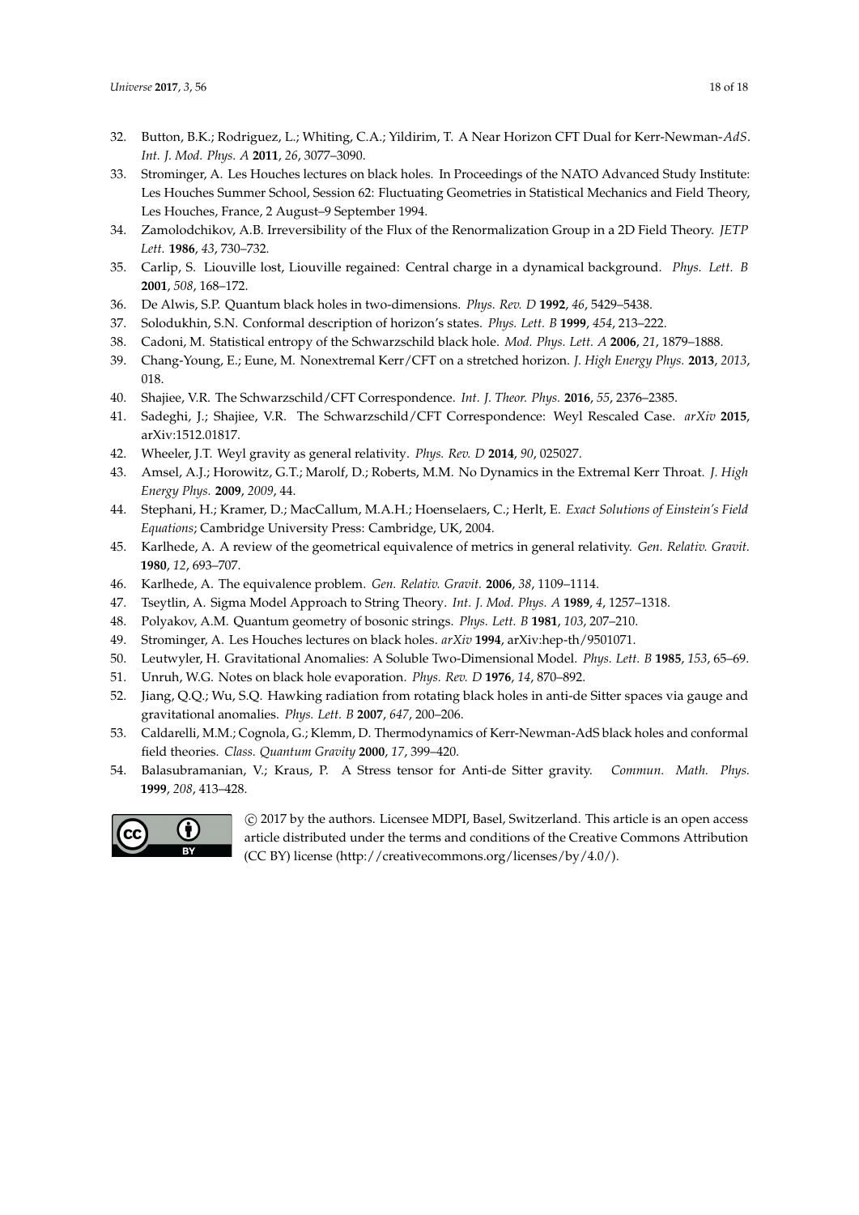32. Button, B.K.; Rodriguez, L.; Whiting, C.A.; Yildirim, T. A Near Horizon CFT Dual for Kerr-Newman-*AdS*. *Int. J. Mod. Phys. A* **2011**, *26*, 3077–3090.
33. Strominger, A. Les Houches lectures on black holes. In Proceedings of the NATO Advanced Study Institute: Les Houches Summer School, Session 62: Fluctuating Geometries in Statistical Mechanics and Field Theory, Les Houches, France, 2 August–9 September 1994.
34. Zamolodchikov, A.B. Irreversibility of the Flux of the Renormalization Group in a 2D Field Theory. *JETP Lett.* **1986**, *43*, 730–732.
35. Carlip, S. Liouville lost, Liouville regained: Central charge in a dynamical background. *Phys. Lett. B* **2001**, *508*, 168–172.
36. De Alwis, S.P. Quantum black holes in two-dimensions. *Phys. Rev. D* **1992**, *46*, 5429–5438.
37. Solodukhin, S.N. Conformal description of horizon's states. *Phys. Lett. B* **1999**, *454*, 213–222.
38. Cadoni, M. Statistical entropy of the Schwarzschild black hole. *Mod. Phys. Lett. A* **2006**, *21*, 1879–1888.
39. Chang-Young, E.; Eune, M. Nonextremal Kerr/CFT on a stretched horizon. *J. High Energy Phys.* **2013**, *2013*, 018.
40. Shajiee, V.R. The Schwarzschild/CFT Correspondence. *Int. J. Theor. Phys.* **2016**, *55*, 2376–2385.
41. Sadeghi, J.; Shajiee, V.R. The Schwarzschild/CFT Correspondence: Weyl Rescaled Case. *arXiv* **2015**, arXiv:1512.01817.
42. Wheeler, J.T. Weyl gravity as general relativity. *Phys. Rev. D* **2014**, *90*, 025027.
43. Amsel, A.J.; Horowitz, G.T.; Marolf, D.; Roberts, M.M. No Dynamics in the Extremal Kerr Throat. *J. High Energy Phys.* **2009**, *2009*, 44.
44. Stephani, H.; Kramer, D.; MacCallum, M.A.H.; Hoenselaers, C.; Herlt, E. *Exact Solutions of Einstein's Field Equations*; Cambridge University Press: Cambridge, UK, 2004.
45. Karlhede, A. A review of the geometrical equivalence of metrics in general relativity. *Gen. Relativ. Gravit.* **1980**, *12*, 693–707.
46. Karlhede, A. The equivalence problem. *Gen. Relativ. Gravit.* **2006**, *38*, 1109–1114.
47. Tseytlin, A. Sigma Model Approach to String Theory. *Int. J. Mod. Phys. A* **1989**, *4*, 1257–1318.
48. Polyakov, A.M. Quantum geometry of bosonic strings. *Phys. Lett. B* **1981**, *103*, 207–210.
49. Strominger, A. Les Houches lectures on black holes. *arXiv* **1994**, arXiv:hep-th/9501071.
50. Leutwyler, H. Gravitational Anomalies: A Soluble Two-Dimensional Model. *Phys. Lett. B* **1985**, *153*, 65–69.
51. Unruh, W.G. Notes on black hole evaporation. *Phys. Rev. D* **1976**, *14*, 870–892.
52. Jiang, Q.Q.; Wu, S.Q. Hawking radiation from rotating black holes in anti-de Sitter spaces via gauge and gravitational anomalies. *Phys. Lett. B* **2007**, *647*, 200–206.
53. Caldarelli, M.M.; Cognola, G.; Klemm, D. Thermodynamics of Kerr-Newman-AdS black holes and conformal field theories. *Class. Quantum Gravity* **2000**, *17*, 399–420.
54. Balasubramanian, V.; Kraus, P. A Stress tensor for Anti-de Sitter gravity. *Commun. Math. Phys.* **1999**, *208*, 413–428.

© 2017 by the authors. Licensee MDPI, Basel, Switzerland. This article is an open access article distributed under the terms and conditions of the Creative Commons Attribution (CC BY) license (http://creativecommons.org/licenses/by/4.0/).